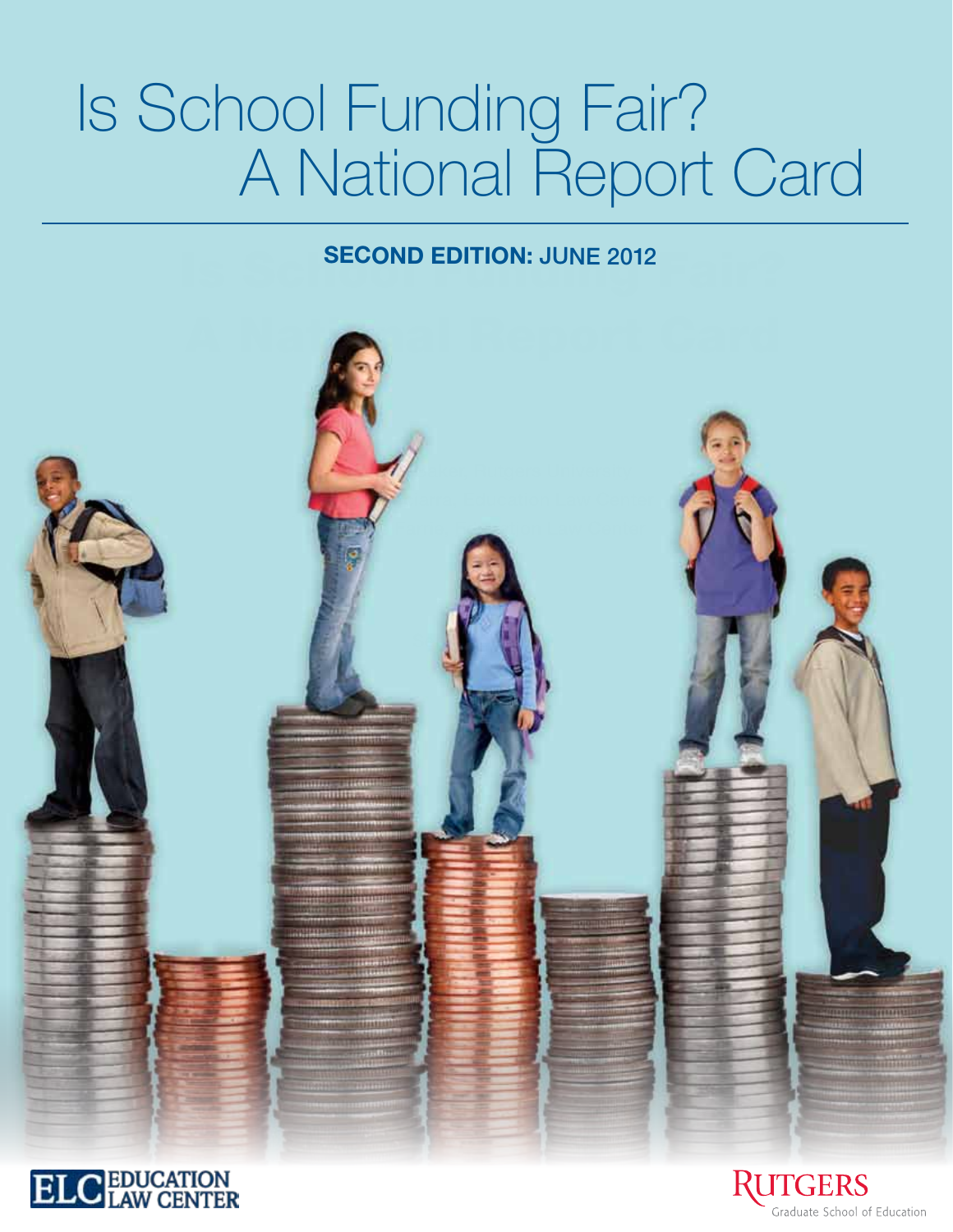# Is School Funding Fair? A National Report Card

**SECOND EDITION: JUNE 2012**

ELC EDUCATION LAW CENTER

RUTGERS Graduate School of Education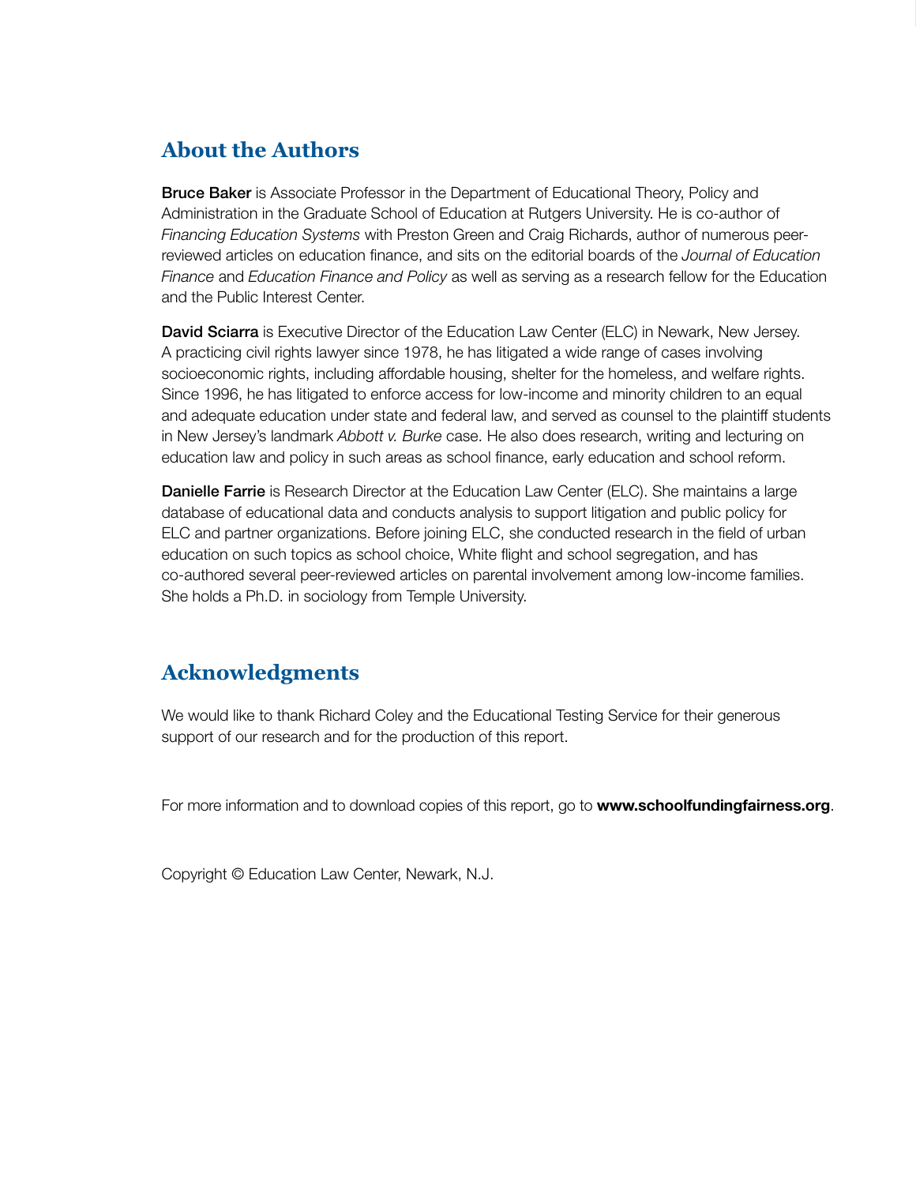## About the Authors

**Bruce Baker** is Associate Professor in the Department of Educational Theory, Policy and Administration in the Graduate School of Education at Rutgers University. He is co-author of *Financing Education Systems* with Preston Green and Craig Richards, author of numerous peer-reviewed articles on education finance, and sits on the editorial boards of the *Journal of Education Finance* and *Education Finance and Policy* as well as serving as a research fellow for the Education and the Public Interest Center.

**David Sciarra** is Executive Director of the Education Law Center (ELC) in Newark, New Jersey. A practicing civil rights lawyer since 1978, he has litigated a wide range of cases involving socioeconomic rights, including affordable housing, shelter for the homeless, and welfare rights. Since 1996, he has litigated to enforce access for low-income and minority children to an equal and adequate education under state and federal law, and served as counsel to the plaintiff students in New Jersey's landmark *Abbott v. Burke* case. He also does research, writing and lecturing on education law and policy in such areas as school finance, early education and school reform.

**Danielle Farrie** is Research Director at the Education Law Center (ELC). She maintains a large database of educational data and conducts analysis to support litigation and public policy for ELC and partner organizations. Before joining ELC, she conducted research in the field of urban education on such topics as school choice, White flight and school segregation, and has co-authored several peer-reviewed articles on parental involvement among low-income families. She holds a Ph.D. in sociology from Temple University.

## Acknowledgments

We would like to thank Richard Coley and the Educational Testing Service for their generous support of our research and for the production of this report.

For more information and to download copies of this report, go to **www.schoolfundingfairness.org**.

Copyright © Education Law Center, Newark, N.J.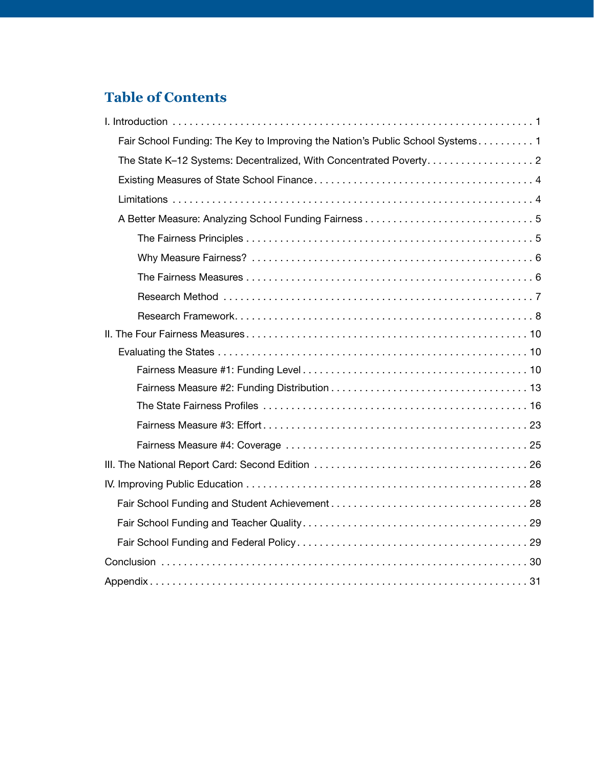## Table of Contents

- I. Introduction . . . . . 1
  - Fair School Funding: The Key to Improving the Nation's Public School Systems . . . . . 1
  - The State K–12 Systems: Decentralized, With Concentrated Poverty . . . . . 2
  - Existing Measures of State School Finance . . . . . 4
  - Limitations . . . . . 4
  - A Better Measure: Analyzing School Funding Fairness . . . . . 5
    - The Fairness Principles . . . . . 5
    - Why Measure Fairness? . . . . . 6
    - The Fairness Measures . . . . . 6
    - Research Method . . . . . 7
    - Research Framework . . . . . 8
- II. The Four Fairness Measures . . . . . 10
  - Evaluating the States . . . . . 10
    - Fairness Measure #1: Funding Level . . . . . 10
    - Fairness Measure #2: Funding Distribution . . . . . 13
    - The State Fairness Profiles . . . . . 16
    - Fairness Measure #3: Effort . . . . . 23
    - Fairness Measure #4: Coverage . . . . . 25
- III. The National Report Card: Second Edition . . . . . 26
- IV. Improving Public Education . . . . . 28
  - Fair School Funding and Student Achievement . . . . . 28
  - Fair School Funding and Teacher Quality . . . . . 29
  - Fair School Funding and Federal Policy . . . . . 29
- Conclusion . . . . . 30
- Appendix . . . . . 31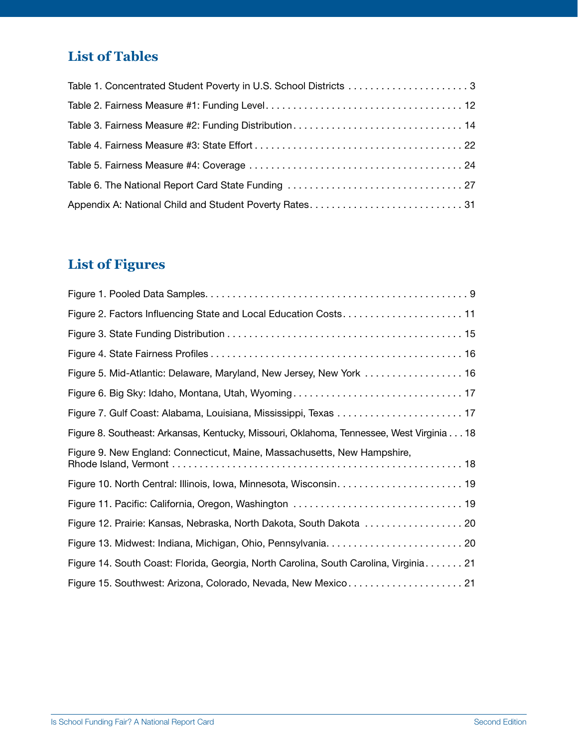## List of Tables

Table 1. Concentrated Student Poverty in U.S. School Districts . . . . . . . . . . . . . . . . . . . . . . 3

Table 2. Fairness Measure #1: Funding Level . . . . . . . . . . . . . . . . . . . . . . . . . . . . . . . . . . . . 12

Table 3. Fairness Measure #2: Funding Distribution . . . . . . . . . . . . . . . . . . . . . . . . . . . . . . . 14

Table 4. Fairness Measure #3: State Effort . . . . . . . . . . . . . . . . . . . . . . . . . . . . . . . . . . . . . . 22

Table 5. Fairness Measure #4: Coverage . . . . . . . . . . . . . . . . . . . . . . . . . . . . . . . . . . . . . . . 24

Table 6. The National Report Card State Funding . . . . . . . . . . . . . . . . . . . . . . . . . . . . . . . . 27

Appendix A: National Child and Student Poverty Rates . . . . . . . . . . . . . . . . . . . . . . . . . . . . 31

## List of Figures

Figure 1. Pooled Data Samples . . . . . . . . . . . . . . . . . . . . . . . . . . . . . . . . . . . . . . . . . . . . . . . 9

Figure 2. Factors Influencing State and Local Education Costs . . . . . . . . . . . . . . . . . . . . . . 11

Figure 3. State Funding Distribution . . . . . . . . . . . . . . . . . . . . . . . . . . . . . . . . . . . . . . . . . . 15

Figure 4. State Fairness Profiles . . . . . . . . . . . . . . . . . . . . . . . . . . . . . . . . . . . . . . . . . . . . . 16

Figure 5. Mid-Atlantic: Delaware, Maryland, New Jersey, New York . . . . . . . . . . . . . . . . . . 16

Figure 6. Big Sky: Idaho, Montana, Utah, Wyoming . . . . . . . . . . . . . . . . . . . . . . . . . . . . . . . 17

Figure 7. Gulf Coast: Alabama, Louisiana, Mississippi, Texas . . . . . . . . . . . . . . . . . . . . . . . 17

Figure 8. Southeast: Arkansas, Kentucky, Missouri, Oklahoma, Tennessee, West Virginia . . . 18

Figure 9. New England: Connecticut, Maine, Massachusetts, New Hampshire, Rhode Island, Vermont . . . . . . . . . . . . . . . . . . . . . . . . . . . . . . . . . . . . . . . . . . . . . . . . . . . 18

Figure 10. North Central: Illinois, Iowa, Minnesota, Wisconsin . . . . . . . . . . . . . . . . . . . . . . . 19

Figure 11. Pacific: California, Oregon, Washington . . . . . . . . . . . . . . . . . . . . . . . . . . . . . . . 19

Figure 12. Prairie: Kansas, Nebraska, North Dakota, South Dakota . . . . . . . . . . . . . . . . . . 20

Figure 13. Midwest: Indiana, Michigan, Ohio, Pennsylvania . . . . . . . . . . . . . . . . . . . . . . . . . 20

Figure 14. South Coast: Florida, Georgia, North Carolina, South Carolina, Virginia . . . . . . . 21

Figure 15. Southwest: Arizona, Colorado, Nevada, New Mexico . . . . . . . . . . . . . . . . . . . . . 21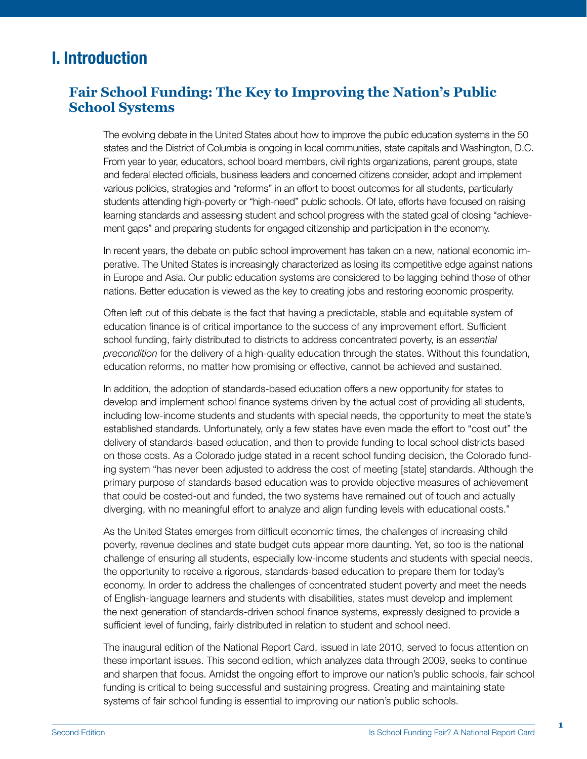# I. Introduction

## Fair School Funding: The Key to Improving the Nation's Public School Systems

The evolving debate in the United States about how to improve the public education systems in the 50 states and the District of Columbia is ongoing in local communities, state capitals and Washington, D.C. From year to year, educators, school board members, civil rights organizations, parent groups, state and federal elected officials, business leaders and concerned citizens consider, adopt and implement various policies, strategies and "reforms" in an effort to boost outcomes for all students, particularly students attending high-poverty or "high-need" public schools. Of late, efforts have focused on raising learning standards and assessing student and school progress with the stated goal of closing "achievement gaps" and preparing students for engaged citizenship and participation in the economy.

In recent years, the debate on public school improvement has taken on a new, national economic imperative. The United States is increasingly characterized as losing its competitive edge against nations in Europe and Asia. Our public education systems are considered to be lagging behind those of other nations. Better education is viewed as the key to creating jobs and restoring economic prosperity.

Often left out of this debate is the fact that having a predictable, stable and equitable system of education finance is of critical importance to the success of any improvement effort. Sufficient school funding, fairly distributed to districts to address concentrated poverty, is an *essential precondition* for the delivery of a high-quality education through the states. Without this foundation, education reforms, no matter how promising or effective, cannot be achieved and sustained.

In addition, the adoption of standards-based education offers a new opportunity for states to develop and implement school finance systems driven by the actual cost of providing all students, including low-income students and students with special needs, the opportunity to meet the state's established standards. Unfortunately, only a few states have even made the effort to "cost out" the delivery of standards-based education, and then to provide funding to local school districts based on those costs. As a Colorado judge stated in a recent school funding decision, the Colorado funding system "has never been adjusted to address the cost of meeting [state] standards. Although the primary purpose of standards-based education was to provide objective measures of achievement that could be costed-out and funded, the two systems have remained out of touch and actually diverging, with no meaningful effort to analyze and align funding levels with educational costs."

As the United States emerges from difficult economic times, the challenges of increasing child poverty, revenue declines and state budget cuts appear more daunting. Yet, so too is the national challenge of ensuring all students, especially low-income students and students with special needs, the opportunity to receive a rigorous, standards-based education to prepare them for today's economy. In order to address the challenges of concentrated student poverty and meet the needs of English-language learners and students with disabilities, states must develop and implement the next generation of standards-driven school finance systems, expressly designed to provide a sufficient level of funding, fairly distributed in relation to student and school need.

The inaugural edition of the National Report Card, issued in late 2010, served to focus attention on these important issues. This second edition, which analyzes data through 2009, seeks to continue and sharpen that focus. Amidst the ongoing effort to improve our nation's public schools, fair school funding is critical to being successful and sustaining progress. Creating and maintaining state systems of fair school funding is essential to improving our nation's public schools.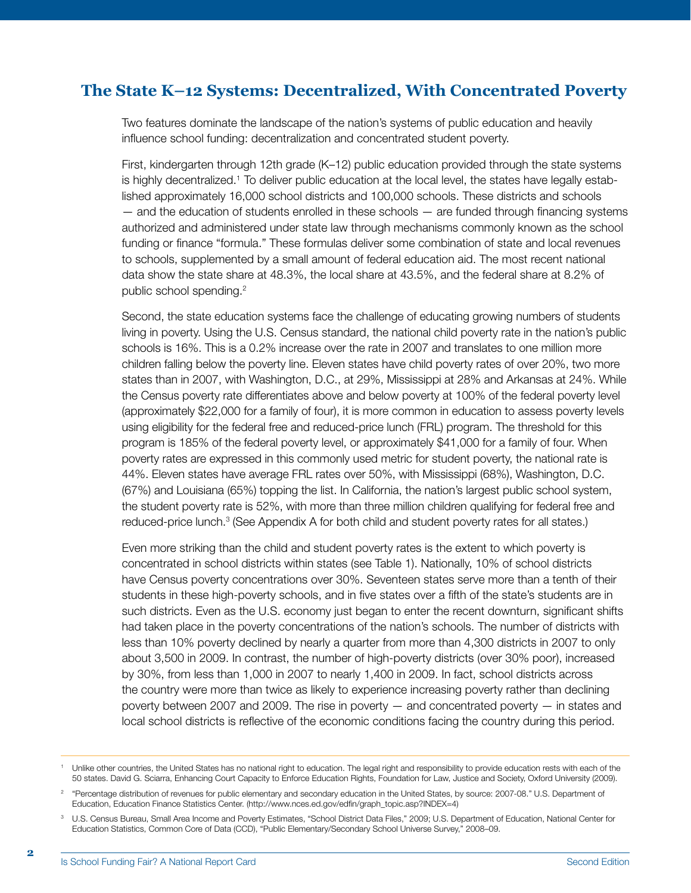## The State K–12 Systems: Decentralized, With Concentrated Poverty

Two features dominate the landscape of the nation's systems of public education and heavily influence school funding: decentralization and concentrated student poverty.

First, kindergarten through 12th grade (K–12) public education provided through the state systems is highly decentralized.[1] To deliver public education at the local level, the states have legally established approximately 16,000 school districts and 100,000 schools. These districts and schools — and the education of students enrolled in these schools — are funded through financing systems authorized and administered under state law through mechanisms commonly known as the school funding or finance "formula." These formulas deliver some combination of state and local revenues to schools, supplemented by a small amount of federal education aid. The most recent national data show the state share at 48.3%, the local share at 43.5%, and the federal share at 8.2% of public school spending.[2]

Second, the state education systems face the challenge of educating growing numbers of students living in poverty. Using the U.S. Census standard, the national child poverty rate in the nation's public schools is 16%. This is a 0.2% increase over the rate in 2007 and translates to one million more children falling below the poverty line. Eleven states have child poverty rates of over 20%, two more states than in 2007, with Washington, D.C., at 29%, Mississippi at 28% and Arkansas at 24%. While the Census poverty rate differentiates above and below poverty at 100% of the federal poverty level (approximately $22,000 for a family of four), it is more common in education to assess poverty levels using eligibility for the federal free and reduced-price lunch (FRL) program. The threshold for this program is 185% of the federal poverty level, or approximately $41,000 for a family of four. When poverty rates are expressed in this commonly used metric for student poverty, the national rate is 44%. Eleven states have average FRL rates over 50%, with Mississippi (68%), Washington, D.C. (67%) and Louisiana (65%) topping the list. In California, the nation's largest public school system, the student poverty rate is 52%, with more than three million children qualifying for federal free and reduced-price lunch.[3] (See Appendix A for both child and student poverty rates for all states.)

Even more striking than the child and student poverty rates is the extent to which poverty is concentrated in school districts within states (see Table 1). Nationally, 10% of school districts have Census poverty concentrations over 30%. Seventeen states serve more than a tenth of their students in these high-poverty schools, and in five states over a fifth of the state's students are in such districts. Even as the U.S. economy just began to enter the recent downturn, significant shifts had taken place in the poverty concentrations of the nation's schools. The number of districts with less than 10% poverty declined by nearly a quarter from more than 4,300 districts in 2007 to only about 3,500 in 2009. In contrast, the number of high-poverty districts (over 30% poor), increased by 30%, from less than 1,000 in 2007 to nearly 1,400 in 2009. In fact, school districts across the country were more than twice as likely to experience increasing poverty rather than declining poverty between 2007 and 2009. The rise in poverty — and concentrated poverty — in states and local school districts is reflective of the economic conditions facing the country during this period.

---

[1] Unlike other countries, the United States has no national right to education. The legal right and responsibility to provide education rests with each of the 50 states. David G. Sciarra, Enhancing Court Capacity to Enforce Education Rights, Foundation for Law, Justice and Society, Oxford University (2009).

[2] "Percentage distribution of revenues for public elementary and secondary education in the United States, by source: 2007-08." U.S. Department of Education, Education Finance Statistics Center. (http://www.nces.ed.gov/edfin/graph_topic.asp?INDEX=4)

[3] U.S. Census Bureau, Small Area Income and Poverty Estimates, "School District Data Files," 2009; U.S. Department of Education, National Center for Education Statistics, Common Core of Data (CCD), "Public Elementary/Secondary School Universe Survey," 2008–09.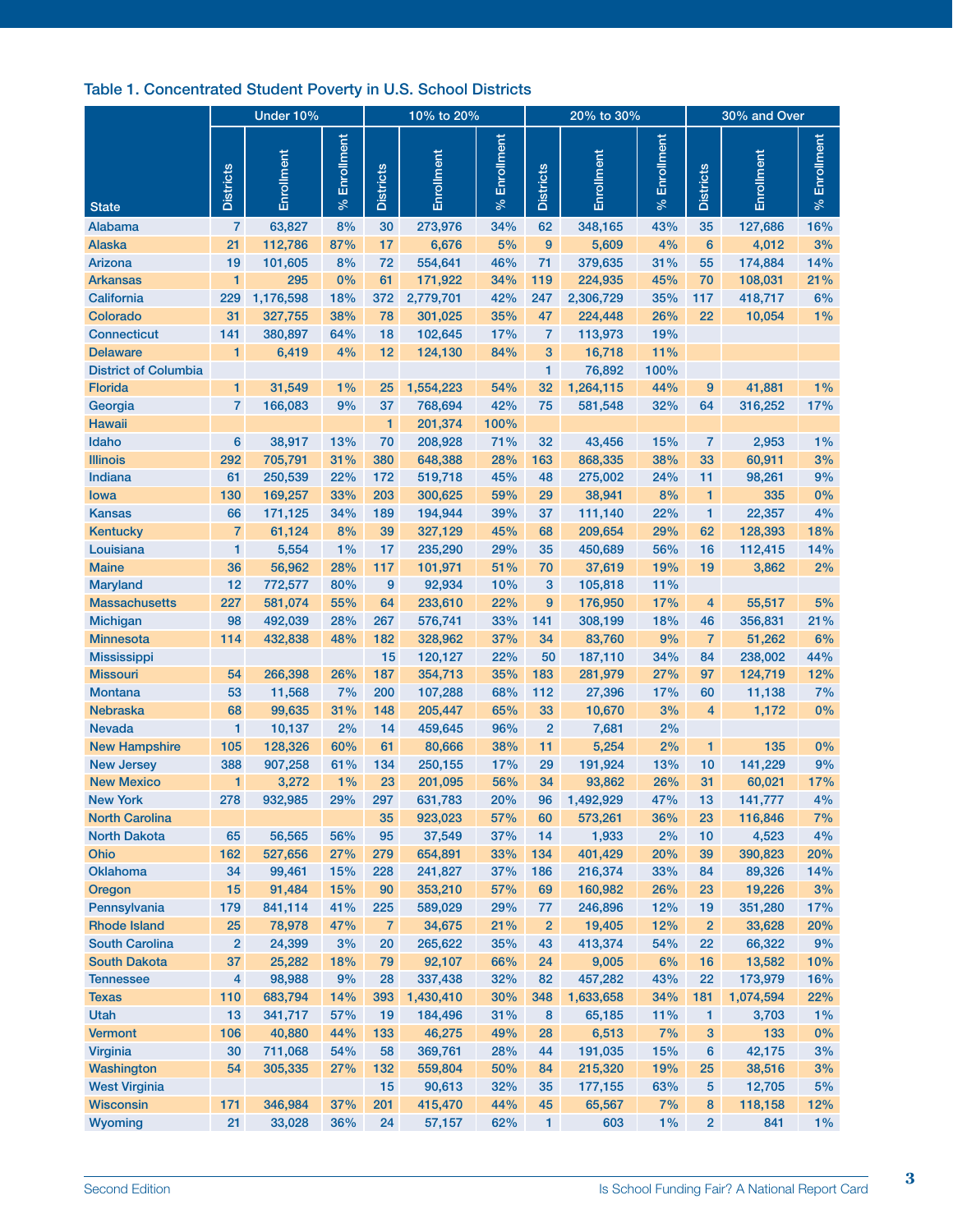## Table 1. Concentrated Student Poverty in U.S. School Districts

| State | Under 10% | | | 10% to 20% | | | 20% to 30% | | | 30% and Over | | |
|---|---|---|---|---|---|---|---|---|---|---|---|---|
| | Districts | Enrollment | % Enrollment | Districts | Enrollment | % Enrollment | Districts | Enrollment | % Enrollment | Districts | Enrollment | % Enrollment |
| Alabama | 7 | 63,827 | 8% | 30 | 273,976 | 34% | 62 | 348,165 | 43% | 35 | 127,686 | 16% |
| Alaska | 21 | 112,786 | 87% | 17 | 6,676 | 5% | 9 | 5,609 | 4% | 6 | 4,012 | 3% |
| Arizona | 19 | 101,605 | 8% | 72 | 554,641 | 46% | 71 | 379,635 | 31% | 55 | 174,884 | 14% |
| Arkansas | 1 | 295 | 0% | 61 | 171,922 | 34% | 119 | 224,935 | 45% | 70 | 108,031 | 21% |
| California | 229 | 1,176,598 | 18% | 372 | 2,779,701 | 42% | 247 | 2,306,729 | 35% | 117 | 418,717 | 6% |
| Colorado | 31 | 327,755 | 38% | 78 | 301,025 | 35% | 47 | 224,448 | 26% | 22 | 10,054 | 1% |
| Connecticut | 141 | 380,897 | 64% | 18 | 102,645 | 17% | 7 | 113,973 | 19% | | | |
| Delaware | 1 | 6,419 | 4% | 12 | 124,130 | 84% | 3 | 16,718 | 11% | | | |
| District of Columbia | | | | | | | 1 | 76,892 | 100% | | | |
| Florida | 1 | 31,549 | 1% | 25 | 1,554,223 | 54% | 32 | 1,264,115 | 44% | 9 | 41,881 | 1% |
| Georgia | 7 | 166,083 | 9% | 37 | 768,694 | 42% | 75 | 581,548 | 32% | 64 | 316,252 | 17% |
| Hawaii | | | | 1 | 201,374 | 100% | | | | | | |
| Idaho | 6 | 38,917 | 13% | 70 | 208,928 | 71% | 32 | 43,456 | 15% | 7 | 2,953 | 1% |
| Illinois | 292 | 705,791 | 31% | 380 | 648,388 | 28% | 163 | 868,335 | 38% | 33 | 60,911 | 3% |
| Indiana | 61 | 250,539 | 22% | 172 | 519,718 | 45% | 48 | 275,002 | 24% | 11 | 98,261 | 9% |
| Iowa | 130 | 169,257 | 33% | 203 | 300,625 | 59% | 29 | 38,941 | 8% | 1 | 335 | 0% |
| Kansas | 66 | 171,125 | 34% | 189 | 194,944 | 39% | 37 | 111,140 | 22% | 1 | 22,357 | 4% |
| Kentucky | 7 | 61,124 | 8% | 39 | 327,129 | 45% | 68 | 209,654 | 29% | 62 | 128,393 | 18% |
| Louisiana | 1 | 5,554 | 1% | 17 | 235,290 | 29% | 35 | 450,689 | 56% | 16 | 112,415 | 14% |
| Maine | 36 | 56,962 | 28% | 117 | 101,971 | 51% | 70 | 37,619 | 19% | 19 | 3,862 | 2% |
| Maryland | 12 | 772,577 | 80% | 9 | 92,934 | 10% | 3 | 105,818 | 11% | | | |
| Massachusetts | 227 | 581,074 | 55% | 64 | 233,610 | 22% | 9 | 176,950 | 17% | 4 | 55,517 | 5% |
| Michigan | 98 | 492,039 | 28% | 267 | 576,741 | 33% | 141 | 308,199 | 18% | 46 | 356,831 | 21% |
| Minnesota | 114 | 432,838 | 48% | 182 | 328,962 | 37% | 34 | 83,760 | 9% | 7 | 51,262 | 6% |
| Mississippi | | | | 15 | 120,127 | 22% | 50 | 187,110 | 34% | 84 | 238,002 | 44% |
| Missouri | 54 | 266,398 | 26% | 187 | 354,713 | 35% | 183 | 281,979 | 27% | 97 | 124,719 | 12% |
| Montana | 53 | 11,568 | 7% | 200 | 107,288 | 68% | 112 | 27,396 | 17% | 60 | 11,138 | 7% |
| Nebraska | 68 | 99,635 | 31% | 148 | 205,447 | 65% | 33 | 10,670 | 3% | 4 | 1,172 | 0% |
| Nevada | 1 | 10,137 | 2% | 14 | 459,645 | 96% | 2 | 7,681 | 2% | | | |
| New Hampshire | 105 | 128,326 | 60% | 61 | 80,666 | 38% | 11 | 5,254 | 2% | 1 | 135 | 0% |
| New Jersey | 388 | 907,258 | 61% | 134 | 250,155 | 17% | 29 | 191,924 | 13% | 10 | 141,229 | 9% |
| New Mexico | 1 | 3,272 | 1% | 23 | 201,095 | 56% | 34 | 93,862 | 26% | 31 | 60,021 | 17% |
| New York | 278 | 932,985 | 29% | 297 | 631,783 | 20% | 96 | 1,492,929 | 47% | 13 | 141,777 | 4% |
| North Carolina | | | | 35 | 923,023 | 57% | 60 | 573,261 | 36% | 23 | 116,846 | 7% |
| North Dakota | 65 | 56,565 | 56% | 95 | 37,549 | 37% | 14 | 1,933 | 2% | 10 | 4,523 | 4% |
| Ohio | 162 | 527,656 | 27% | 279 | 654,891 | 33% | 134 | 401,429 | 20% | 39 | 390,823 | 20% |
| Oklahoma | 34 | 99,461 | 15% | 228 | 241,827 | 37% | 186 | 216,374 | 33% | 84 | 89,326 | 14% |
| Oregon | 15 | 91,484 | 15% | 90 | 353,210 | 57% | 69 | 160,982 | 26% | 23 | 19,226 | 3% |
| Pennsylvania | 179 | 841,114 | 41% | 225 | 589,029 | 29% | 77 | 246,896 | 12% | 19 | 351,280 | 17% |
| Rhode Island | 25 | 78,978 | 47% | 7 | 34,675 | 21% | 2 | 19,405 | 12% | 2 | 33,628 | 20% |
| South Carolina | 2 | 24,399 | 3% | 20 | 265,622 | 35% | 43 | 413,374 | 54% | 22 | 66,322 | 9% |
| South Dakota | 37 | 25,282 | 18% | 79 | 92,107 | 66% | 24 | 9,005 | 6% | 16 | 13,582 | 10% |
| Tennessee | 4 | 98,988 | 9% | 28 | 337,438 | 32% | 82 | 457,282 | 43% | 22 | 173,979 | 16% |
| Texas | 110 | 683,794 | 14% | 393 | 1,430,410 | 30% | 348 | 1,633,658 | 34% | 181 | 1,074,594 | 22% |
| Utah | 13 | 341,717 | 57% | 19 | 184,496 | 31% | 8 | 65,185 | 11% | 1 | 3,703 | 1% |
| Vermont | 106 | 40,880 | 44% | 133 | 46,275 | 49% | 28 | 6,513 | 7% | 3 | 133 | 0% |
| Virginia | 30 | 711,068 | 54% | 58 | 369,761 | 28% | 44 | 191,035 | 15% | 6 | 42,175 | 3% |
| Washington | 54 | 305,335 | 27% | 132 | 559,804 | 50% | 84 | 215,320 | 19% | 25 | 38,516 | 3% |
| West Virginia | | | | 15 | 90,613 | 32% | 35 | 177,155 | 63% | 5 | 12,705 | 5% |
| Wisconsin | 171 | 346,984 | 37% | 201 | 415,470 | 44% | 45 | 65,567 | 7% | 8 | 118,158 | 12% |
| Wyoming | 21 | 33,028 | 36% | 24 | 57,157 | 62% | 1 | 603 | 1% | 2 | 841 | 1% |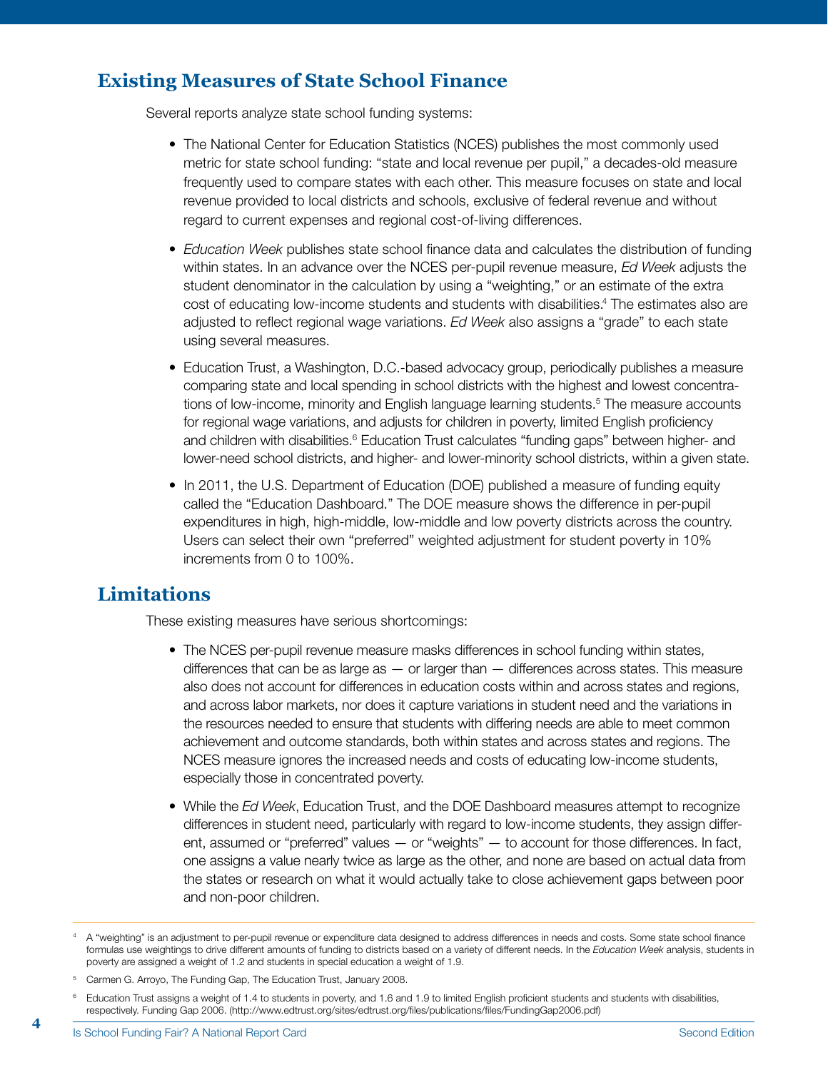## Existing Measures of State School Finance

Several reports analyze state school funding systems:

- The National Center for Education Statistics (NCES) publishes the most commonly used metric for state school funding: "state and local revenue per pupil," a decades-old measure frequently used to compare states with each other. This measure focuses on state and local revenue provided to local districts and schools, exclusive of federal revenue and without regard to current expenses and regional cost-of-living differences.

- *Education Week* publishes state school finance data and calculates the distribution of funding within states. In an advance over the NCES per-pupil revenue measure, *Ed Week* adjusts the student denominator in the calculation by using a "weighting," or an estimate of the extra cost of educating low-income students and students with disabilities.[4] The estimates also are adjusted to reflect regional wage variations. *Ed Week* also assigns a "grade" to each state using several measures.

- Education Trust, a Washington, D.C.-based advocacy group, periodically publishes a measure comparing state and local spending in school districts with the highest and lowest concentrations of low-income, minority and English language learning students.[5] The measure accounts for regional wage variations, and adjusts for children in poverty, limited English proficiency and children with disabilities.[6] Education Trust calculates "funding gaps" between higher- and lower-need school districts, and higher- and lower-minority school districts, within a given state.

- In 2011, the U.S. Department of Education (DOE) published a measure of funding equity called the "Education Dashboard." The DOE measure shows the difference in per-pupil expenditures in high, high-middle, low-middle and low poverty districts across the country. Users can select their own "preferred" weighted adjustment for student poverty in 10% increments from 0 to 100%.

## Limitations

These existing measures have serious shortcomings:

- The NCES per-pupil revenue measure masks differences in school funding within states, differences that can be as large as — or larger than — differences across states. This measure also does not account for differences in education costs within and across states and regions, and across labor markets, nor does it capture variations in student need and the variations in the resources needed to ensure that students with differing needs are able to meet common achievement and outcome standards, both within states and across states and regions. The NCES measure ignores the increased needs and costs of educating low-income students, especially those in concentrated poverty.

- While the *Ed Week*, Education Trust, and the DOE Dashboard measures attempt to recognize differences in student need, particularly with regard to low-income students, they assign different, assumed or "preferred" values — or "weights" — to account for those differences. In fact, one assigns a value nearly twice as large as the other, and none are based on actual data from the states or research on what it would actually take to close achievement gaps between poor and non-poor children.

---

[4] A "weighting" is an adjustment to per-pupil revenue or expenditure data designed to address differences in needs and costs. Some state school finance formulas use weightings to drive different amounts of funding to districts based on a variety of different needs. In the *Education Week* analysis, students in poverty are assigned a weight of 1.2 and students in special education a weight of 1.9.

[5] Carmen G. Arroyo, The Funding Gap, The Education Trust, January 2008.

[6] Education Trust assigns a weight of 1.4 to students in poverty, and 1.6 and 1.9 to limited English proficient students and students with disabilities, respectively. Funding Gap 2006. (http://www.edtrust.org/sites/edtrust.org/files/publications/files/FundingGap2006.pdf)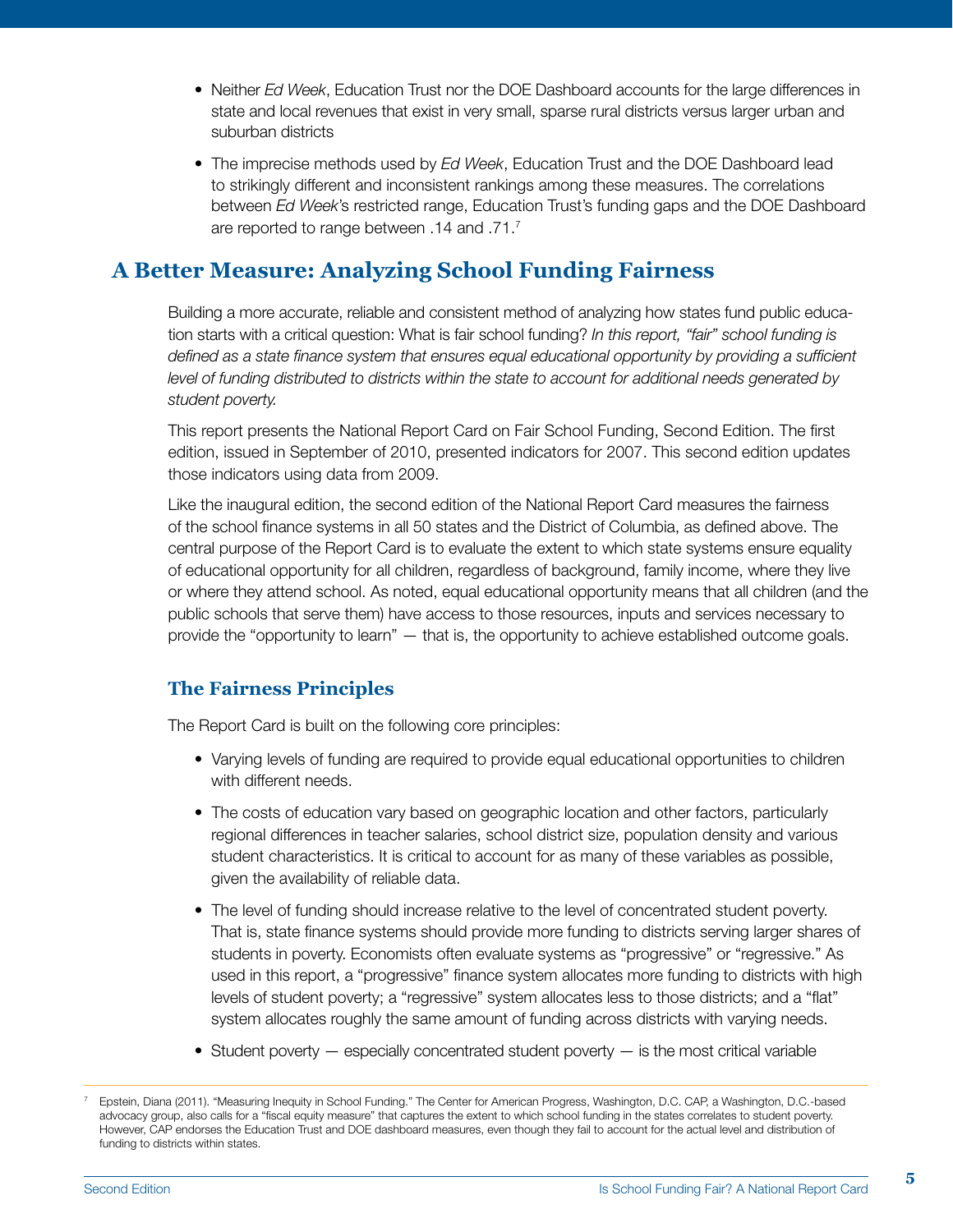- Neither *Ed Week*, Education Trust nor the DOE Dashboard accounts for the large differences in state and local revenues that exist in very small, sparse rural districts versus larger urban and suburban districts

- The imprecise methods used by *Ed Week*, Education Trust and the DOE Dashboard lead to strikingly different and inconsistent rankings among these measures. The correlations between *Ed Week*'s restricted range, Education Trust's funding gaps and the DOE Dashboard are reported to range between .14 and .71.[7]

## A Better Measure: Analyzing School Funding Fairness

Building a more accurate, reliable and consistent method of analyzing how states fund public education starts with a critical question: What is fair school funding? *In this report, "fair" school funding is defined as a state finance system that ensures equal educational opportunity by providing a sufficient level of funding distributed to districts within the state to account for additional needs generated by student poverty.*

This report presents the National Report Card on Fair School Funding, Second Edition. The first edition, issued in September of 2010, presented indicators for 2007. This second edition updates those indicators using data from 2009.

Like the inaugural edition, the second edition of the National Report Card measures the fairness of the school finance systems in all 50 states and the District of Columbia, as defined above. The central purpose of the Report Card is to evaluate the extent to which state systems ensure equality of educational opportunity for all children, regardless of background, family income, where they live or where they attend school. As noted, equal educational opportunity means that all children (and the public schools that serve them) have access to those resources, inputs and services necessary to provide the "opportunity to learn" — that is, the opportunity to achieve established outcome goals.

### The Fairness Principles

The Report Card is built on the following core principles:

- Varying levels of funding are required to provide equal educational opportunities to children with different needs.

- The costs of education vary based on geographic location and other factors, particularly regional differences in teacher salaries, school district size, population density and various student characteristics. It is critical to account for as many of these variables as possible, given the availability of reliable data.

- The level of funding should increase relative to the level of concentrated student poverty. That is, state finance systems should provide more funding to districts serving larger shares of students in poverty. Economists often evaluate systems as "progressive" or "regressive." As used in this report, a "progressive" finance system allocates more funding to districts with high levels of student poverty; a "regressive" system allocates less to those districts; and a "flat" system allocates roughly the same amount of funding across districts with varying needs.

- Student poverty — especially concentrated student poverty — is the most critical variable

---

[7] Epstein, Diana (2011). "Measuring Inequity in School Funding." The Center for American Progress, Washington, D.C. CAP, a Washington, D.C.-based advocacy group, also calls for a "fiscal equity measure" that captures the extent to which school funding in the states correlates to student poverty. However, CAP endorses the Education Trust and DOE dashboard measures, even though they fail to account for the actual level and distribution of funding to districts within states.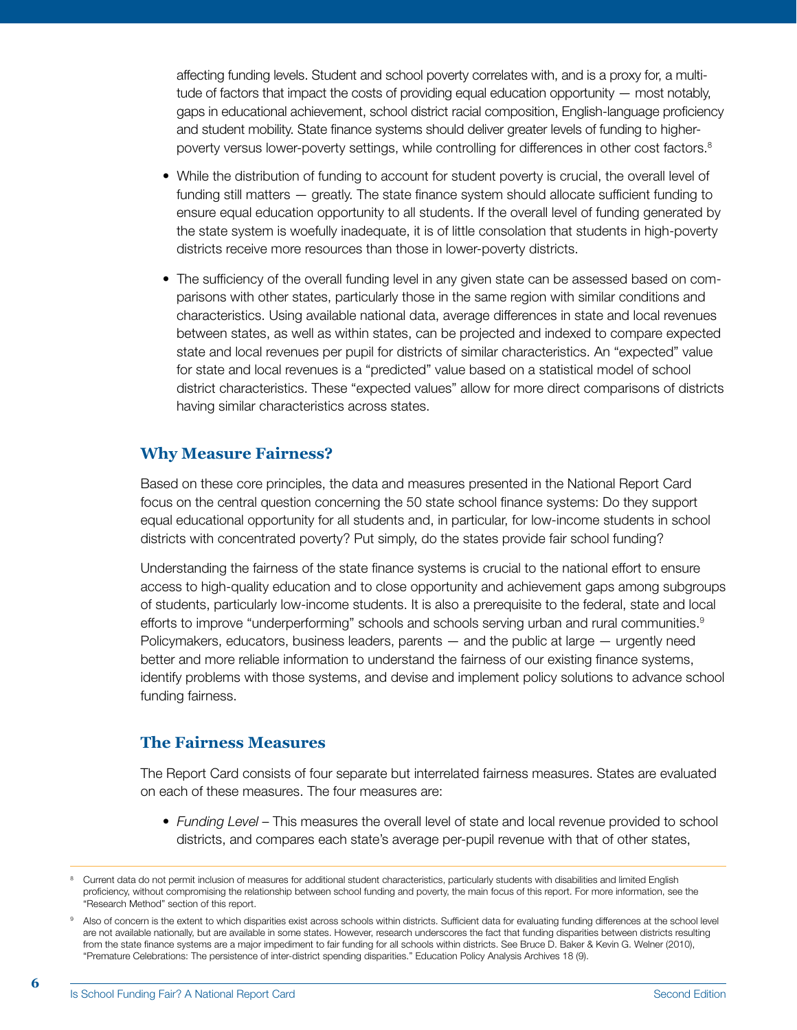affecting funding levels. Student and school poverty correlates with, and is a proxy for, a multitude of factors that impact the costs of providing equal education opportunity — most notably, gaps in educational achievement, school district racial composition, English-language proficiency and student mobility. State finance systems should deliver greater levels of funding to higher-poverty versus lower-poverty settings, while controlling for differences in other cost factors.[8]

- While the distribution of funding to account for student poverty is crucial, the overall level of funding still matters — greatly. The state finance system should allocate sufficient funding to ensure equal education opportunity to all students. If the overall level of funding generated by the state system is woefully inadequate, it is of little consolation that students in high-poverty districts receive more resources than those in lower-poverty districts.
- The sufficiency of the overall funding level in any given state can be assessed based on comparisons with other states, particularly those in the same region with similar conditions and characteristics. Using available national data, average differences in state and local revenues between states, as well as within states, can be projected and indexed to compare expected state and local revenues per pupil for districts of similar characteristics. An "expected" value for state and local revenues is a "predicted" value based on a statistical model of school district characteristics. These "expected values" allow for more direct comparisons of districts having similar characteristics across states.

## Why Measure Fairness?

Based on these core principles, the data and measures presented in the National Report Card focus on the central question concerning the 50 state school finance systems: Do they support equal educational opportunity for all students and, in particular, for low-income students in school districts with concentrated poverty? Put simply, do the states provide fair school funding?

Understanding the fairness of the state finance systems is crucial to the national effort to ensure access to high-quality education and to close opportunity and achievement gaps among subgroups of students, particularly low-income students. It is also a prerequisite to the federal, state and local efforts to improve "underperforming" schools and schools serving urban and rural communities.[9] Policymakers, educators, business leaders, parents — and the public at large — urgently need better and more reliable information to understand the fairness of our existing finance systems, identify problems with those systems, and devise and implement policy solutions to advance school funding fairness.

## The Fairness Measures

The Report Card consists of four separate but interrelated fairness measures. States are evaluated on each of these measures. The four measures are:

- *Funding Level* – This measures the overall level of state and local revenue provided to school districts, and compares each state's average per-pupil revenue with that of other states,

---

[8] Current data do not permit inclusion of measures for additional student characteristics, particularly students with disabilities and limited English proficiency, without compromising the relationship between school funding and poverty, the main focus of this report. For more information, see the "Research Method" section of this report.

[9] Also of concern is the extent to which disparities exist across schools within districts. Sufficient data for evaluating funding differences at the school level are not available nationally, but are available in some states. However, research underscores the fact that funding disparities between districts resulting from the state finance systems are a major impediment to fair funding for all schools within districts. See Bruce D. Baker & Kevin G. Welner (2010), "Premature Celebrations: The persistence of inter-district spending disparities." Education Policy Analysis Archives 18 (9).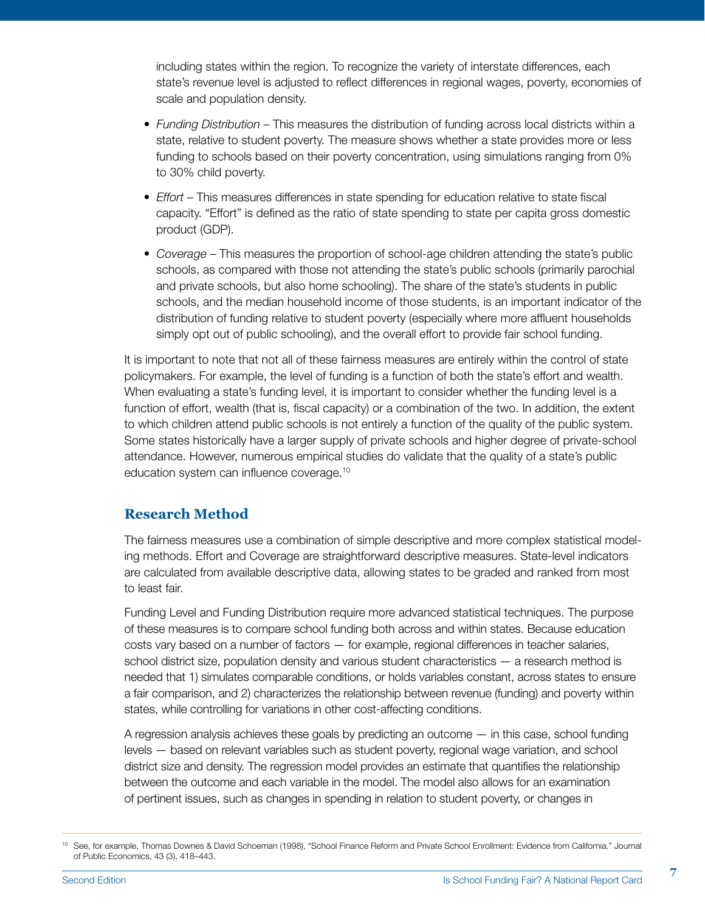including states within the region. To recognize the variety of interstate differences, each state's revenue level is adjusted to reflect differences in regional wages, poverty, economies of scale and population density.

- *Funding Distribution* – This measures the distribution of funding across local districts within a state, relative to student poverty. The measure shows whether a state provides more or less funding to schools based on their poverty concentration, using simulations ranging from 0% to 30% child poverty.
- *Effort* – This measures differences in state spending for education relative to state fiscal capacity. "Effort" is defined as the ratio of state spending to state per capita gross domestic product (GDP).
- *Coverage* – This measures the proportion of school-age children attending the state's public schools, as compared with those not attending the state's public schools (primarily parochial and private schools, but also home schooling). The share of the state's students in public schools, and the median household income of those students, is an important indicator of the distribution of funding relative to student poverty (especially where more affluent households simply opt out of public schooling), and the overall effort to provide fair school funding.

It is important to note that not all of these fairness measures are entirely within the control of state policymakers. For example, the level of funding is a function of both the state's effort and wealth. When evaluating a state's funding level, it is important to consider whether the funding level is a function of effort, wealth (that is, fiscal capacity) or a combination of the two. In addition, the extent to which children attend public schools is not entirely a function of the quality of the public system. Some states historically have a larger supply of private schools and higher degree of private-school attendance. However, numerous empirical studies do validate that the quality of a state's public education system can influence coverage.[10]

## Research Method

The fairness measures use a combination of simple descriptive and more complex statistical modeling methods. Effort and Coverage are straightforward descriptive measures. State-level indicators are calculated from available descriptive data, allowing states to be graded and ranked from most to least fair.

Funding Level and Funding Distribution require more advanced statistical techniques. The purpose of these measures is to compare school funding both across and within states. Because education costs vary based on a number of factors — for example, regional differences in teacher salaries, school district size, population density and various student characteristics — a research method is needed that 1) simulates comparable conditions, or holds variables constant, across states to ensure a fair comparison, and 2) characterizes the relationship between revenue (funding) and poverty within states, while controlling for variations in other cost-affecting conditions.

A regression analysis achieves these goals by predicting an outcome — in this case, school funding levels — based on relevant variables such as student poverty, regional wage variation, and school district size and density. The regression model provides an estimate that quantifies the relationship between the outcome and each variable in the model. The model also allows for an examination of pertinent issues, such as changes in spending in relation to student poverty, or changes in

[10] See, for example, Thomas Downes & David Schoeman (1998), "School Finance Reform and Private School Enrollment: Evidence from California." Journal of Public Economics, 43 (3), 418–443.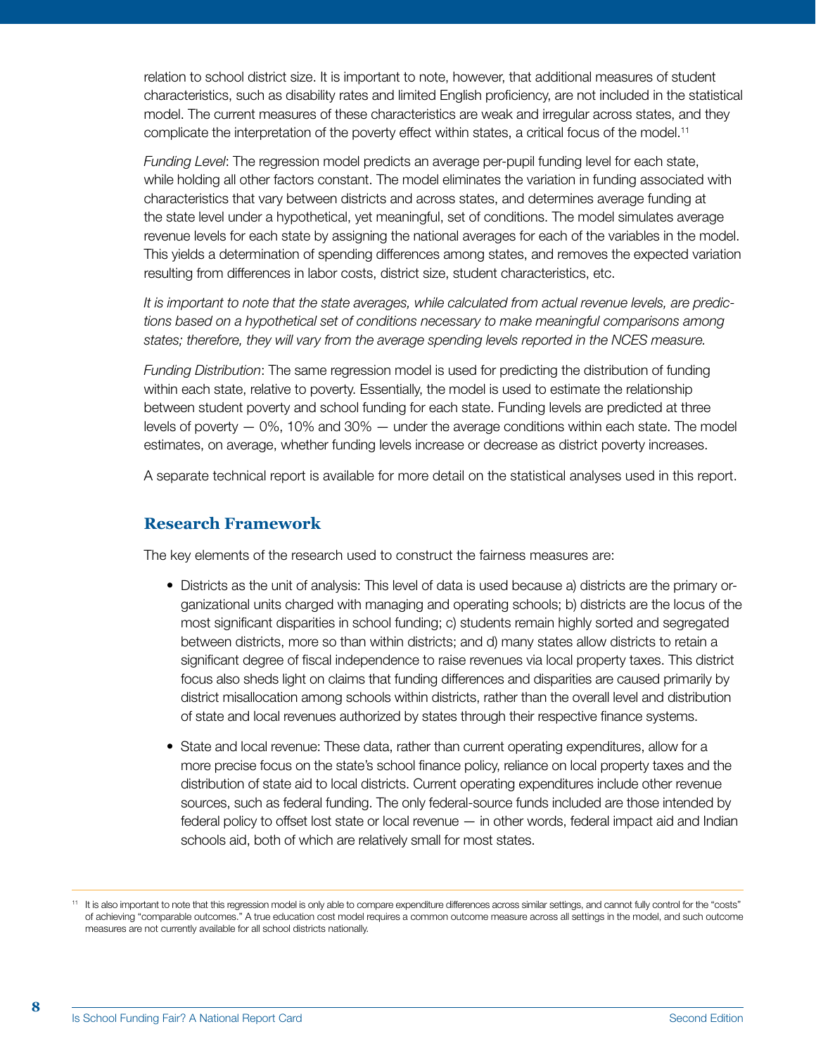relation to school district size. It is important to note, however, that additional measures of student characteristics, such as disability rates and limited English proficiency, are not included in the statistical model. The current measures of these characteristics are weak and irregular across states, and they complicate the interpretation of the poverty effect within states, a critical focus of the model.[11]

*Funding Level*: The regression model predicts an average per-pupil funding level for each state, while holding all other factors constant. The model eliminates the variation in funding associated with characteristics that vary between districts and across states, and determines average funding at the state level under a hypothetical, yet meaningful, set of conditions. The model simulates average revenue levels for each state by assigning the national averages for each of the variables in the model. This yields a determination of spending differences among states, and removes the expected variation resulting from differences in labor costs, district size, student characteristics, etc.

*It is important to note that the state averages, while calculated from actual revenue levels, are predictions based on a hypothetical set of conditions necessary to make meaningful comparisons among states; therefore, they will vary from the average spending levels reported in the NCES measure.*

*Funding Distribution*: The same regression model is used for predicting the distribution of funding within each state, relative to poverty. Essentially, the model is used to estimate the relationship between student poverty and school funding for each state. Funding levels are predicted at three levels of poverty — 0%, 10% and 30% — under the average conditions within each state. The model estimates, on average, whether funding levels increase or decrease as district poverty increases.

A separate technical report is available for more detail on the statistical analyses used in this report.

## Research Framework

The key elements of the research used to construct the fairness measures are:

- Districts as the unit of analysis: This level of data is used because a) districts are the primary organizational units charged with managing and operating schools; b) districts are the locus of the most significant disparities in school funding; c) students remain highly sorted and segregated between districts, more so than within districts; and d) many states allow districts to retain a significant degree of fiscal independence to raise revenues via local property taxes. This district focus also sheds light on claims that funding differences and disparities are caused primarily by district misallocation among schools within districts, rather than the overall level and distribution of state and local revenues authorized by states through their respective finance systems.
- State and local revenue: These data, rather than current operating expenditures, allow for a more precise focus on the state's school finance policy, reliance on local property taxes and the distribution of state aid to local districts. Current operating expenditures include other revenue sources, such as federal funding. The only federal-source funds included are those intended by federal policy to offset lost state or local revenue — in other words, federal impact aid and Indian schools aid, both of which are relatively small for most states.

[11] It is also important to note that this regression model is only able to compare expenditure differences across similar settings, and cannot fully control for the "costs" of achieving "comparable outcomes." A true education cost model requires a common outcome measure across all settings in the model, and such outcome measures are not currently available for all school districts nationally.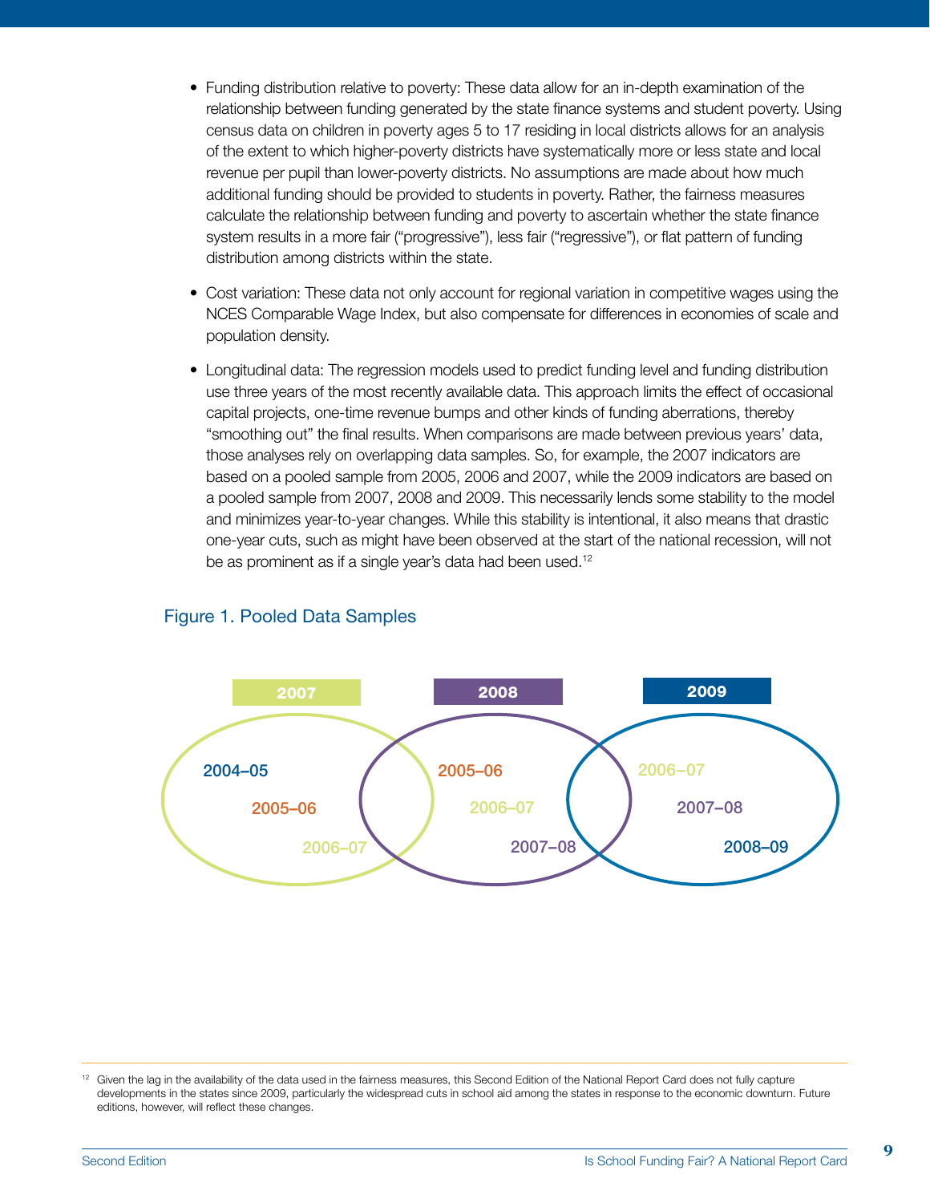- Funding distribution relative to poverty: These data allow for an in-depth examination of the relationship between funding generated by the state finance systems and student poverty. Using census data on children in poverty ages 5 to 17 residing in local districts allows for an analysis of the extent to which higher-poverty districts have systematically more or less state and local revenue per pupil than lower-poverty districts. No assumptions are made about how much additional funding should be provided to students in poverty. Rather, the fairness measures calculate the relationship between funding and poverty to ascertain whether the state finance system results in a more fair ("progressive"), less fair ("regressive"), or flat pattern of funding distribution among districts within the state.

- Cost variation: These data not only account for regional variation in competitive wages using the NCES Comparable Wage Index, but also compensate for differences in economies of scale and population density.

- Longitudinal data: The regression models used to predict funding level and funding distribution use three years of the most recently available data. This approach limits the effect of occasional capital projects, one-time revenue bumps and other kinds of funding aberrations, thereby "smoothing out" the final results. When comparisons are made between previous years' data, those analyses rely on overlapping data samples. So, for example, the 2007 indicators are based on a pooled sample from 2005, 2006 and 2007, while the 2009 indicators are based on a pooled sample from 2007, 2008 and 2009. This necessarily lends some stability to the model and minimizes year-to-year changes. While this stability is intentional, it also means that drastic one-year cuts, such as might have been observed at the start of the national recession, will not be as prominent as if a single year's data had been used.[12]

## Figure 1. Pooled Data Samples

| 2007 | 2008 | 2009 |
|---|---|---|
| 2004–05 | 2005–06 | 2006–07 |
| 2005–06 | 2006–07 | 2007–08 |
| 2006–07 | 2007–08 | 2008–09 |

[12] Given the lag in the availability of the data used in the fairness measures, this Second Edition of the National Report Card does not fully capture developments in the states since 2009, particularly the widespread cuts in school aid among the states in response to the economic downturn. Future editions, however, will reflect these changes.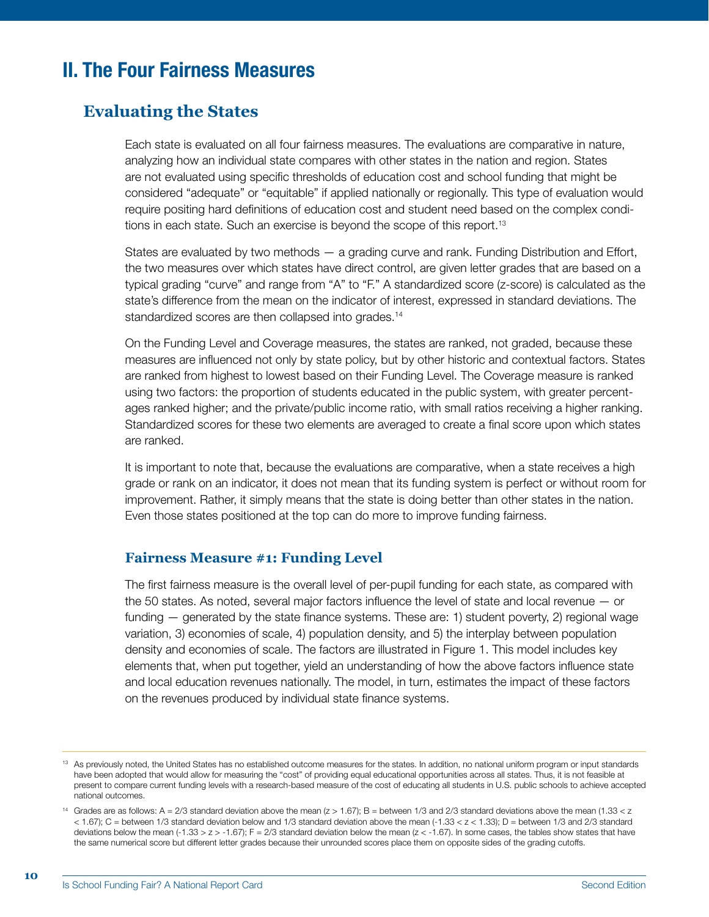# II. The Four Fairness Measures

## Evaluating the States

Each state is evaluated on all four fairness measures. The evaluations are comparative in nature, analyzing how an individual state compares with other states in the nation and region. States are not evaluated using specific thresholds of education cost and school funding that might be considered "adequate" or "equitable" if applied nationally or regionally. This type of evaluation would require positing hard definitions of education cost and student need based on the complex conditions in each state. Such an exercise is beyond the scope of this report.[13]

States are evaluated by two methods — a grading curve and rank. Funding Distribution and Effort, the two measures over which states have direct control, are given letter grades that are based on a typical grading "curve" and range from "A" to "F." A standardized score (z-score) is calculated as the state's difference from the mean on the indicator of interest, expressed in standard deviations. The standardized scores are then collapsed into grades.[14]

On the Funding Level and Coverage measures, the states are ranked, not graded, because these measures are influenced not only by state policy, but by other historic and contextual factors. States are ranked from highest to lowest based on their Funding Level. The Coverage measure is ranked using two factors: the proportion of students educated in the public system, with greater percentages ranked higher; and the private/public income ratio, with small ratios receiving a higher ranking. Standardized scores for these two elements are averaged to create a final score upon which states are ranked.

It is important to note that, because the evaluations are comparative, when a state receives a high grade or rank on an indicator, it does not mean that its funding system is perfect or without room for improvement. Rather, it simply means that the state is doing better than other states in the nation. Even those states positioned at the top can do more to improve funding fairness.

### Fairness Measure #1: Funding Level

The first fairness measure is the overall level of per-pupil funding for each state, as compared with the 50 states. As noted, several major factors influence the level of state and local revenue — or funding — generated by the state finance systems. These are: 1) student poverty, 2) regional wage variation, 3) economies of scale, 4) population density, and 5) the interplay between population density and economies of scale. The factors are illustrated in Figure 1. This model includes key elements that, when put together, yield an understanding of how the above factors influence state and local education revenues nationally. The model, in turn, estimates the impact of these factors on the revenues produced by individual state finance systems.

---

[13] As previously noted, the United States has no established outcome measures for the states. In addition, no national uniform program or input standards have been adopted that would allow for measuring the "cost" of providing equal educational opportunities across all states. Thus, it is not feasible at present to compare current funding levels with a research-based measure of the cost of educating all students in U.S. public schools to achieve accepted national outcomes.

[14] Grades are as follows: A = 2/3 standard deviation above the mean ($z > 1.67$); B = between 1/3 and 2/3 standard deviations above the mean ($1.33 < z < 1.67$); C = between 1/3 standard deviation below and 1/3 standard deviation above the mean ($-1.33 < z < 1.33$); D = between 1/3 and 2/3 standard deviations below the mean ($-1.33 > z > -1.67$); F = 2/3 standard deviation below the mean ($z < -1.67$). In some cases, the tables show states that have the same numerical score but different letter grades because their unrounded scores place them on opposite sides of the grading cutoffs.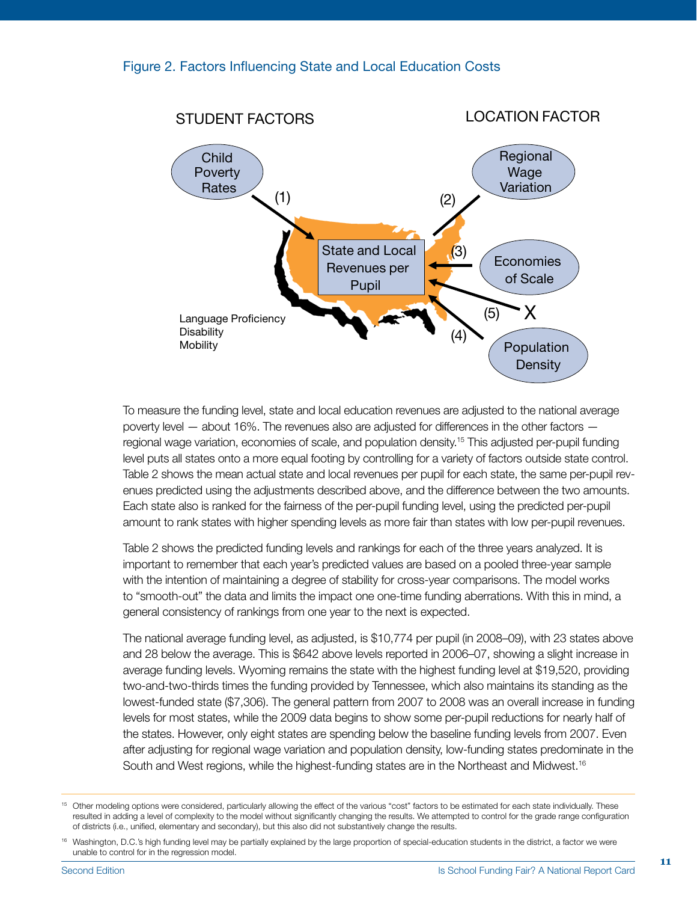Figure 2. Factors Influencing State and Local Education Costs

STUDENT FACTORS

LOCATION FACTOR

Child Poverty Rates (1)

Regional Wage Variation (2)

Economies of Scale (3)

Population Density (4)

X (5)

State and Local Revenues per Pupil

Language Proficiency
Disability
Mobility

To measure the funding level, state and local education revenues are adjusted to the national average poverty level — about 16%. The revenues also are adjusted for differences in the other factors — regional wage variation, economies of scale, and population density.[15] This adjusted per-pupil funding level puts all states onto a more equal footing by controlling for a variety of factors outside state control. Table 2 shows the mean actual state and local revenues per pupil for each state, the same per-pupil revenues predicted using the adjustments described above, and the difference between the two amounts. Each state also is ranked for the fairness of the per-pupil funding level, using the predicted per-pupil amount to rank states with higher spending levels as more fair than states with low per-pupil revenues.

Table 2 shows the predicted funding levels and rankings for each of the three years analyzed. It is important to remember that each year's predicted values are based on a pooled three-year sample with the intention of maintaining a degree of stability for cross-year comparisons. The model works to "smooth-out" the data and limits the impact one one-time funding aberrations. With this in mind, a general consistency of rankings from one year to the next is expected.

The national average funding level, as adjusted, is $10,774 per pupil (in 2008–09), with 23 states above and 28 below the average. This is $642 above levels reported in 2006–07, showing a slight increase in average funding levels. Wyoming remains the state with the highest funding level at $19,520, providing two-and-two-thirds times the funding provided by Tennessee, which also maintains its standing as the lowest-funded state ($7,306). The general pattern from 2007 to 2008 was an overall increase in funding levels for most states, while the 2009 data begins to show some per-pupil reductions for nearly half of the states. However, only eight states are spending below the baseline funding levels from 2007. Even after adjusting for regional wage variation and population density, low-funding states predominate in the South and West regions, while the highest-funding states are in the Northeast and Midwest.[16]

[15] Other modeling options were considered, particularly allowing the effect of the various "cost" factors to be estimated for each state individually. These resulted in adding a level of complexity to the model without significantly changing the results. We attempted to control for the grade range configuration of districts (i.e., unified, elementary and secondary), but this also did not substantively change the results.

[16] Washington, D.C.'s high funding level may be partially explained by the large proportion of special-education students in the district, a factor we were unable to control for in the regression model.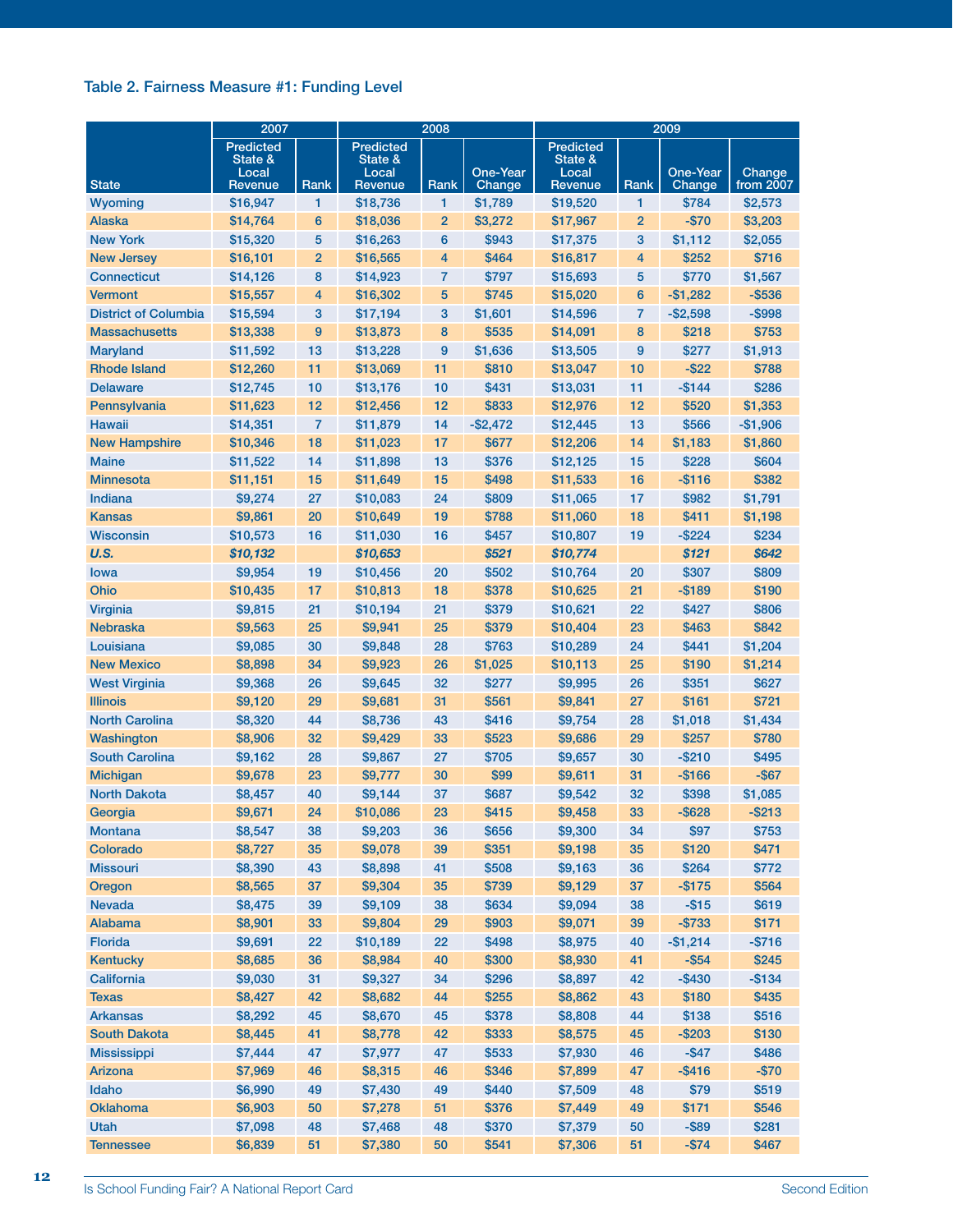### Table 2. Fairness Measure #1: Funding Level

| State | 2007 | | 2008 | | | 2009 | | | |
|---|---|---|---|---|---|---|---|---|---|
| | Predicted State & Local Revenue | Rank | Predicted State & Local Revenue | Rank | One-Year Change | Predicted State & Local Revenue | Rank | One-Year Change | Change from 2007 |
| Wyoming | $16,947 | 1 | $18,736 | 1 | $1,789 | $19,520 | 1 | $784 | $2,573 |
| Alaska | $14,764 | 6 | $18,036 | 2 | $3,272 | $17,967 | 2 | -$70 | $3,203 |
| New York | $15,320 | 5 | $16,263 | 6 | $943 | $17,375 | 3 | $1,112 | $2,055 |
| New Jersey | $16,101 | 2 | $16,565 | 4 | $464 | $16,817 | 4 | $252 | $716 |
| Connecticut | $14,126 | 8 | $14,923 | 7 | $797 | $15,693 | 5 | $770 | $1,567 |
| Vermont | $15,557 | 4 | $16,302 | 5 | $745 | $15,020 | 6 | -$1,282 | -$536 |
| District of Columbia | $15,594 | 3 | $17,194 | 3 | $1,601 | $14,596 | 7 | -$2,598 | -$998 |
| Massachusetts | $13,338 | 9 | $13,873 | 8 | $535 | $14,091 | 8 | $218 | $753 |
| Maryland | $11,592 | 13 | $13,228 | 9 | $1,636 | $13,505 | 9 | $277 | $1,913 |
| Rhode Island | $12,260 | 11 | $13,069 | 11 | $810 | $13,047 | 10 | -$22 | $788 |
| Delaware | $12,745 | 10 | $13,176 | 10 | $431 | $13,031 | 11 | -$144 | $286 |
| Pennsylvania | $11,623 | 12 | $12,456 | 12 | $833 | $12,976 | 12 | $520 | $1,353 |
| Hawaii | $14,351 | 7 | $11,879 | 14 | -$2,472 | $12,445 | 13 | $566 | -$1,906 |
| New Hampshire | $10,346 | 18 | $11,023 | 17 | $677 | $12,206 | 14 | $1,183 | $1,860 |
| Maine | $11,522 | 14 | $11,898 | 13 | $376 | $12,125 | 15 | $228 | $604 |
| Minnesota | $11,151 | 15 | $11,649 | 15 | $498 | $11,533 | 16 | -$116 | $382 |
| Indiana | $9,274 | 27 | $10,083 | 24 | $809 | $11,065 | 17 | $982 | $1,791 |
| Kansas | $9,861 | 20 | $10,649 | 19 | $788 | $11,060 | 18 | $411 | $1,198 |
| Wisconsin | $10,573 | 16 | $11,030 | 16 | $457 | $10,807 | 19 | -$224 | $234 |
| ***U.S.*** | ***$10,132*** | | ***$10,653*** | | ***$521*** | ***$10,774*** | | ***$121*** | ***$642*** |
| Iowa | $9,954 | 19 | $10,456 | 20 | $502 | $10,764 | 20 | $307 | $809 |
| Ohio | $10,435 | 17 | $10,813 | 18 | $378 | $10,625 | 21 | -$189 | $190 |
| Virginia | $9,815 | 21 | $10,194 | 21 | $379 | $10,621 | 22 | $427 | $806 |
| Nebraska | $9,563 | 25 | $9,941 | 25 | $379 | $10,404 | 23 | $463 | $842 |
| Louisiana | $9,085 | 30 | $9,848 | 28 | $763 | $10,289 | 24 | $441 | $1,204 |
| New Mexico | $8,898 | 34 | $9,923 | 26 | $1,025 | $10,113 | 25 | $190 | $1,214 |
| West Virginia | $9,368 | 26 | $9,645 | 32 | $277 | $9,995 | 26 | $351 | $627 |
| Illinois | $9,120 | 29 | $9,681 | 31 | $561 | $9,841 | 27 | $161 | $721 |
| North Carolina | $8,320 | 44 | $8,736 | 43 | $416 | $9,754 | 28 | $1,018 | $1,434 |
| Washington | $8,906 | 32 | $9,429 | 33 | $523 | $9,686 | 29 | $257 | $780 |
| South Carolina | $9,162 | 28 | $9,867 | 27 | $705 | $9,657 | 30 | -$210 | $495 |
| Michigan | $9,678 | 23 | $9,777 | 30 | $99 | $9,611 | 31 | -$166 | -$67 |
| North Dakota | $8,457 | 40 | $9,144 | 37 | $687 | $9,542 | 32 | $398 | $1,085 |
| Georgia | $9,671 | 24 | $10,086 | 23 | $415 | $9,458 | 33 | -$628 | -$213 |
| Montana | $8,547 | 38 | $9,203 | 36 | $656 | $9,300 | 34 | $97 | $753 |
| Colorado | $8,727 | 35 | $9,078 | 39 | $351 | $9,198 | 35 | $120 | $471 |
| Missouri | $8,390 | 43 | $8,898 | 41 | $508 | $9,163 | 36 | $264 | $772 |
| Oregon | $8,565 | 37 | $9,304 | 35 | $739 | $9,129 | 37 | -$175 | $564 |
| Nevada | $8,475 | 39 | $9,109 | 38 | $634 | $9,094 | 38 | -$15 | $619 |
| Alabama | $8,901 | 33 | $9,804 | 29 | $903 | $9,071 | 39 | -$733 | $171 |
| Florida | $9,691 | 22 | $10,189 | 22 | $498 | $8,975 | 40 | -$1,214 | -$716 |
| Kentucky | $8,685 | 36 | $8,984 | 40 | $300 | $8,930 | 41 | -$54 | $245 |
| California | $9,030 | 31 | $9,327 | 34 | $296 | $8,897 | 42 | -$430 | -$134 |
| Texas | $8,427 | 42 | $8,682 | 44 | $255 | $8,862 | 43 | $180 | $435 |
| Arkansas | $8,292 | 45 | $8,670 | 45 | $378 | $8,808 | 44 | $138 | $516 |
| South Dakota | $8,445 | 41 | $8,778 | 42 | $333 | $8,575 | 45 | -$203 | $130 |
| Mississippi | $7,444 | 47 | $7,977 | 47 | $533 | $7,930 | 46 | -$47 | $486 |
| Arizona | $7,969 | 46 | $8,315 | 46 | $346 | $7,899 | 47 | -$416 | -$70 |
| Idaho | $6,990 | 49 | $7,430 | 49 | $440 | $7,509 | 48 | $79 | $519 |
| Oklahoma | $6,903 | 50 | $7,278 | 51 | $376 | $7,449 | 49 | $171 | $546 |
| Utah | $7,098 | 48 | $7,468 | 48 | $370 | $7,379 | 50 | -$89 | $281 |
| Tennessee | $6,839 | 51 | $7,380 | 50 | $541 | $7,306 | 51 | -$74 | $467 |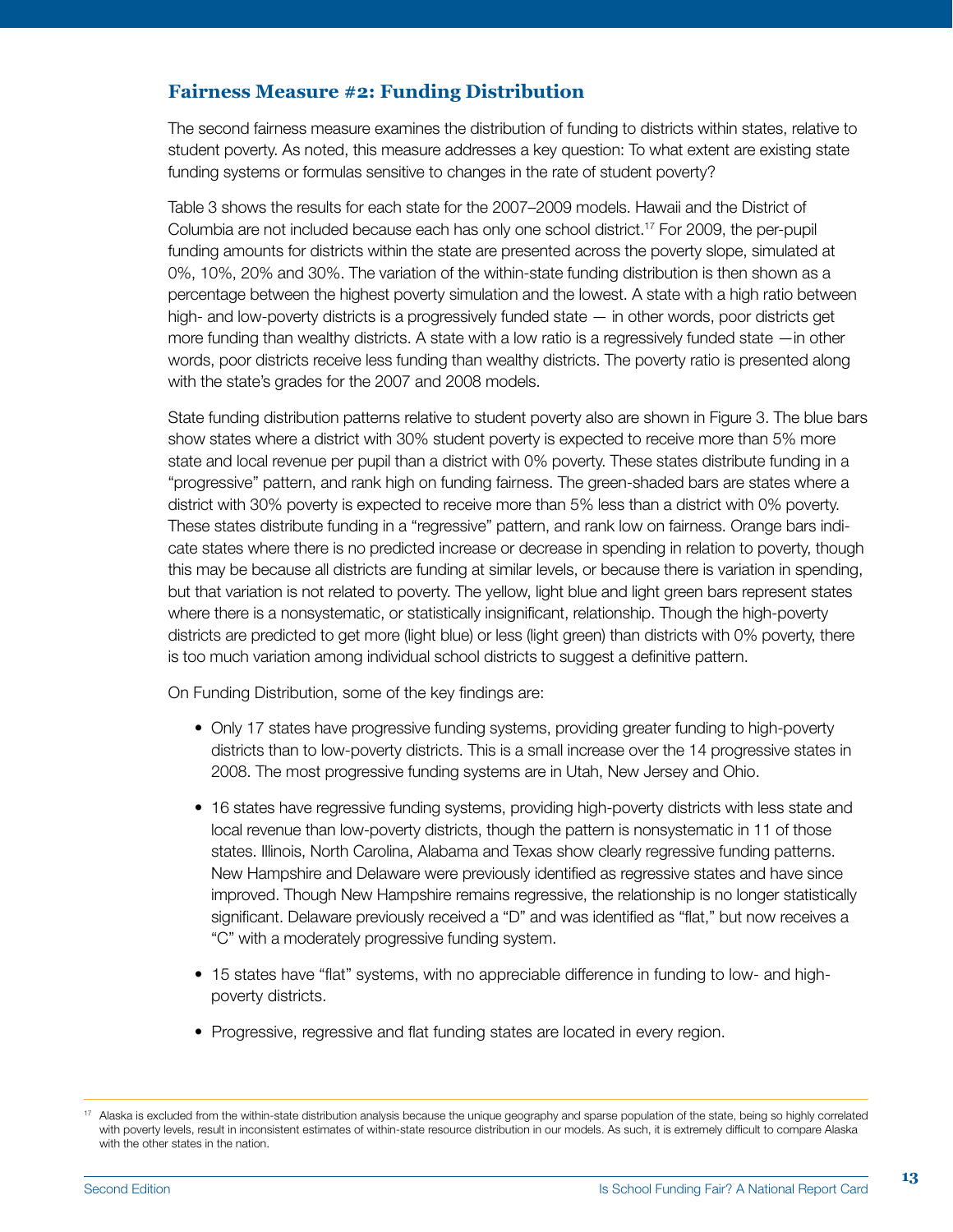### Fairness Measure #2: Funding Distribution

The second fairness measure examines the distribution of funding to districts within states, relative to student poverty. As noted, this measure addresses a key question: To what extent are existing state funding systems or formulas sensitive to changes in the rate of student poverty?

Table 3 shows the results for each state for the 2007–2009 models. Hawaii and the District of Columbia are not included because each has only one school district.[17] For 2009, the per-pupil funding amounts for districts within the state are presented across the poverty slope, simulated at 0%, 10%, 20% and 30%. The variation of the within-state funding distribution is then shown as a percentage between the highest poverty simulation and the lowest. A state with a high ratio between high- and low-poverty districts is a progressively funded state — in other words, poor districts get more funding than wealthy districts. A state with a low ratio is a regressively funded state —in other words, poor districts receive less funding than wealthy districts. The poverty ratio is presented along with the state's grades for the 2007 and 2008 models.

State funding distribution patterns relative to student poverty also are shown in Figure 3. The blue bars show states where a district with 30% student poverty is expected to receive more than 5% more state and local revenue per pupil than a district with 0% poverty. These states distribute funding in a "progressive" pattern, and rank high on funding fairness. The green-shaded bars are states where a district with 30% poverty is expected to receive more than 5% less than a district with 0% poverty. These states distribute funding in a "regressive" pattern, and rank low on fairness. Orange bars indicate states where there is no predicted increase or decrease in spending in relation to poverty, though this may be because all districts are funding at similar levels, or because there is variation in spending, but that variation is not related to poverty. The yellow, light blue and light green bars represent states where there is a nonsystematic, or statistically insignificant, relationship. Though the high-poverty districts are predicted to get more (light blue) or less (light green) than districts with 0% poverty, there is too much variation among individual school districts to suggest a definitive pattern.

On Funding Distribution, some of the key findings are:

- Only 17 states have progressive funding systems, providing greater funding to high-poverty districts than to low-poverty districts. This is a small increase over the 14 progressive states in 2008. The most progressive funding systems are in Utah, New Jersey and Ohio.
- 16 states have regressive funding systems, providing high-poverty districts with less state and local revenue than low-poverty districts, though the pattern is nonsystematic in 11 of those states. Illinois, North Carolina, Alabama and Texas show clearly regressive funding patterns. New Hampshire and Delaware were previously identified as regressive states and have since improved. Though New Hampshire remains regressive, the relationship is no longer statistically significant. Delaware previously received a "D" and was identified as "flat," but now receives a "C" with a moderately progressive funding system.
- 15 states have "flat" systems, with no appreciable difference in funding to low- and high-poverty districts.
- Progressive, regressive and flat funding states are located in every region.

[17] Alaska is excluded from the within-state distribution analysis because the unique geography and sparse population of the state, being so highly correlated with poverty levels, result in inconsistent estimates of within-state resource distribution in our models. As such, it is extremely difficult to compare Alaska with the other states in the nation.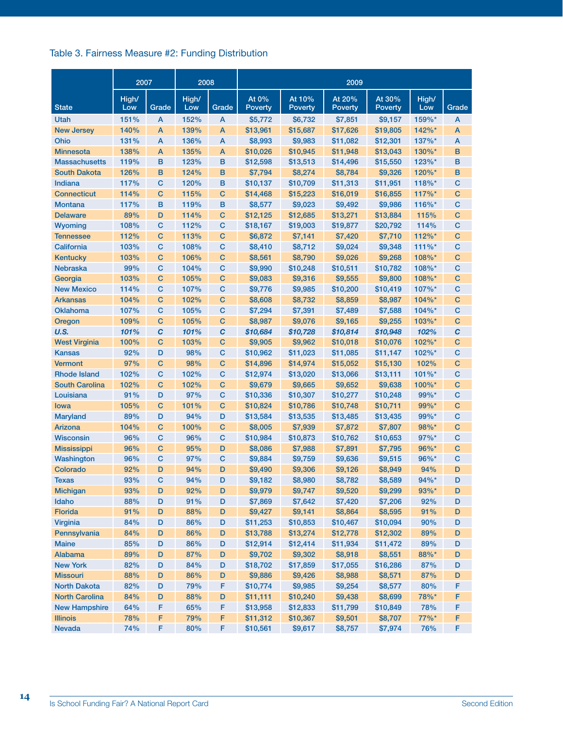## Table 3. Fairness Measure #2: Funding Distribution

| State | 2007 | | 2008 | | 2009 | | | | | |
|---|---|---|---|---|---|---|---|---|---|---|
| | High/ Low | Grade | High/ Low | Grade | At 0% Poverty | At 10% Poverty | At 20% Poverty | At 30% Poverty | High/ Low | Grade |
| Utah | 151% | A | 152% | A | $5,772 | $6,732 | $7,851 | $9,157 | 159%* | A |
| New Jersey | 140% | A | 139% | A | $13,961 | $15,687 | $17,626 | $19,805 | 142%* | A |
| Ohio | 131% | A | 136% | A | $8,993 | $9,983 | $11,082 | $12,301 | 137%* | A |
| Minnesota | 138% | A | 135% | A | $10,026 | $10,945 | $11,948 | $13,043 | 130%* | B |
| Massachusetts | 119% | B | 123% | B | $12,598 | $13,513 | $14,496 | $15,550 | 123%* | B |
| South Dakota | 126% | B | 124% | B | $7,794 | $8,274 | $8,784 | $9,326 | 120%* | B |
| Indiana | 117% | C | 120% | B | $10,137 | $10,709 | $11,313 | $11,951 | 118%* | C |
| Connecticut | 114% | C | 115% | C | $14,468 | $15,223 | $16,019 | $16,855 | 117%* | C |
| Montana | 117% | B | 119% | B | $8,577 | $9,023 | $9,492 | $9,986 | 116%* | C |
| Delaware | 89% | D | 114% | C | $12,125 | $12,685 | $13,271 | $13,884 | 115% | C |
| Wyoming | 108% | C | 112% | C | $18,167 | $19,003 | $19,877 | $20,792 | 114% | C |
| Tennessee | 112% | C | 113% | C | $6,872 | $7,141 | $7,420 | $7,710 | 112%* | C |
| California | 103% | C | 108% | C | $8,410 | $8,712 | $9,024 | $9,348 | 111%* | C |
| Kentucky | 103% | C | 106% | C | $8,561 | $8,790 | $9,026 | $9,268 | 108%* | C |
| Nebraska | 99% | C | 104% | C | $9,990 | $10,248 | $10,511 | $10,782 | 108%* | C |
| Georgia | 103% | C | 105% | C | $9,083 | $9,316 | $9,555 | $9,800 | 108%* | C |
| New Mexico | 114% | C | 107% | C | $9,776 | $9,985 | $10,200 | $10,419 | 107%* | C |
| Arkansas | 104% | C | 102% | C | $8,608 | $8,732 | $8,859 | $8,987 | 104%* | C |
| Oklahoma | 107% | C | 105% | C | $7,294 | $7,391 | $7,489 | $7,588 | 104%* | C |
| Oregon | 109% | C | 105% | C | $8,987 | $9,076 | $9,165 | $9,255 | 103%* | C |
| ***U.S.*** | ***101%*** | ***C*** | ***101%*** | ***C*** | ***$10,684*** | ***$10,728*** | ***$10,814*** | ***$10,948*** | ***102%*** | ***C*** |
| West Virginia | 100% | C | 103% | C | $9,905 | $9,962 | $10,018 | $10,076 | 102%* | C |
| Kansas | 92% | D | 98% | C | $10,962 | $11,023 | $11,085 | $11,147 | 102%* | C |
| Vermont | 97% | C | 98% | C | $14,896 | $14,974 | $15,052 | $15,130 | 102% | C |
| Rhode Island | 102% | C | 102% | C | $12,974 | $13,020 | $13,066 | $13,111 | 101%* | C |
| South Carolina | 102% | C | 102% | C | $9,679 | $9,665 | $9,652 | $9,638 | 100%* | C |
| Louisiana | 91% | D | 97% | C | $10,336 | $10,307 | $10,277 | $10,248 | 99%* | C |
| Iowa | 105% | C | 101% | C | $10,824 | $10,786 | $10,748 | $10,711 | 99%* | C |
| Maryland | 89% | D | 94% | D | $13,584 | $13,535 | $13,485 | $13,435 | 99%* | C |
| Arizona | 104% | C | 100% | C | $8,005 | $7,939 | $7,872 | $7,807 | 98%* | C |
| Wisconsin | 96% | C | 96% | C | $10,984 | $10,873 | $10,762 | $10,653 | 97%* | C |
| Mississippi | 96% | C | 95% | D | $8,086 | $7,988 | $7,891 | $7,795 | 96%* | C |
| Washington | 96% | C | 97% | C | $9,884 | $9,759 | $9,636 | $9,515 | 96%* | C |
| Colorado | 92% | D | 94% | D | $9,490 | $9,306 | $9,126 | $8,949 | 94% | D |
| Texas | 93% | C | 94% | D | $9,182 | $8,980 | $8,782 | $8,589 | 94%* | D |
| Michigan | 93% | D | 92% | D | $9,979 | $9,747 | $9,520 | $9,299 | 93%* | D |
| Idaho | 88% | D | 91% | D | $7,869 | $7,642 | $7,420 | $7,206 | 92% | D |
| Florida | 91% | D | 88% | D | $9,427 | $9,141 | $8,864 | $8,595 | 91% | D |
| Virginia | 84% | D | 86% | D | $11,253 | $10,853 | $10,467 | $10,094 | 90% | D |
| Pennsylvania | 84% | D | 86% | D | $13,788 | $13,274 | $12,778 | $12,302 | 89% | D |
| Maine | 85% | D | 86% | D | $12,914 | $12,414 | $11,934 | $11,472 | 89% | D |
| Alabama | 89% | D | 87% | D | $9,702 | $9,302 | $8,918 | $8,551 | 88%* | D |
| New York | 82% | D | 84% | D | $18,702 | $17,859 | $17,055 | $16,286 | 87% | D |
| Missouri | 88% | D | 86% | D | $9,886 | $9,426 | $8,988 | $8,571 | 87% | D |
| North Dakota | 82% | D | 79% | F | $10,774 | $9,985 | $9,254 | $8,577 | 80% | F |
| North Carolina | 84% | D | 88% | D | $11,111 | $10,240 | $9,438 | $8,699 | 78%* | F |
| New Hampshire | 64% | F | 65% | F | $13,958 | $12,833 | $11,799 | $10,849 | 78% | F |
| Illinois | 78% | F | 79% | F | $11,312 | $10,367 | $9,501 | $8,707 | 77%* | F |
| Nevada | 74% | F | 80% | F | $10,561 | $9,617 | $8,757 | $7,974 | 76% | F |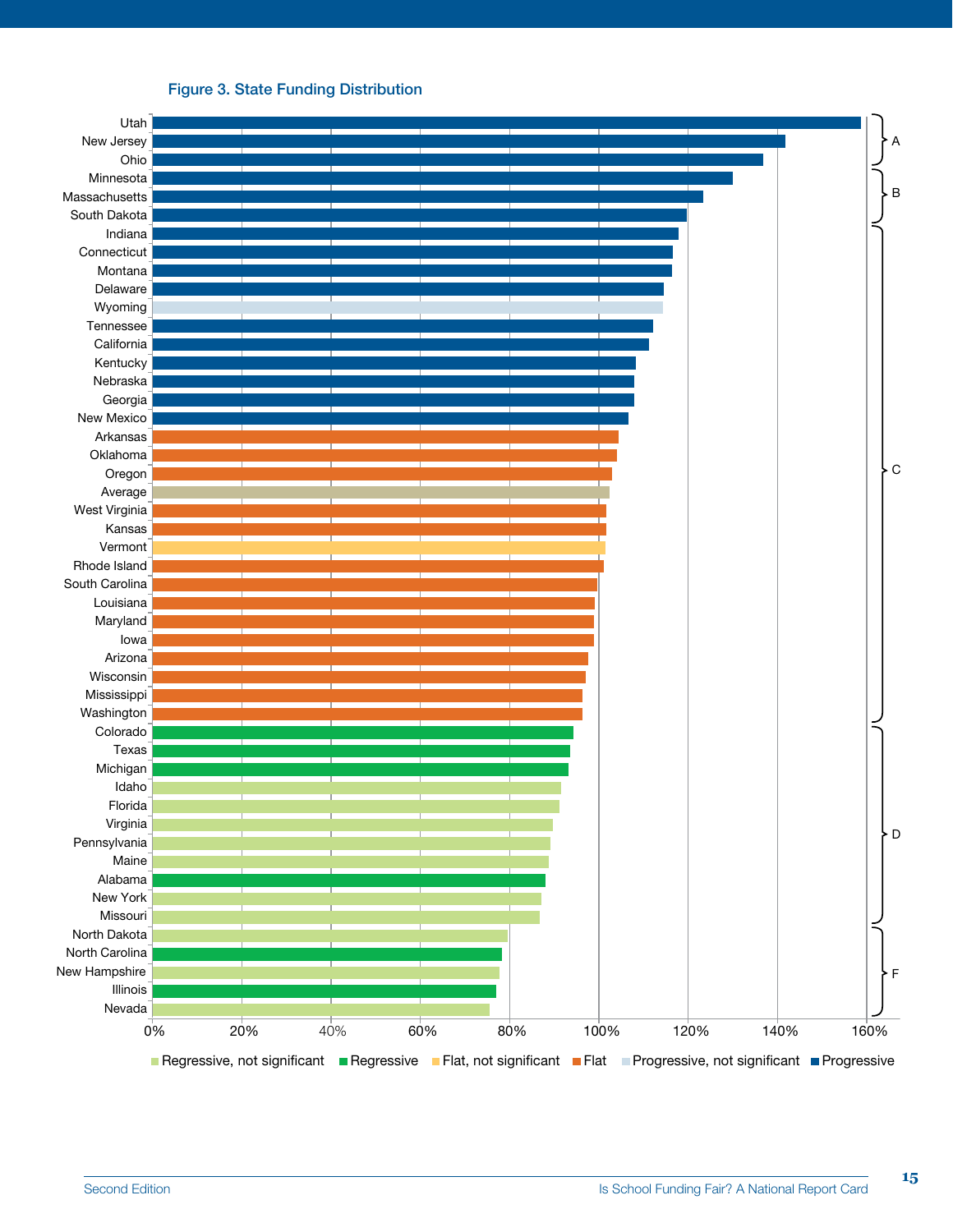### Figure 3. State Funding Distribution

| State | Approx. value | Category | Grade |
|---|---|---|---|
| Utah | ~159% | Progressive | A |
| New Jersey | ~142% | Progressive | A |
| Ohio | ~137% | Progressive | A |
| Minnesota | ~130% | Progressive | B |
| Massachusetts | ~123% | Progressive | B |
| South Dakota | ~120% | Progressive | B |
| Indiana | ~118% | Progressive | C |
| Connecticut | ~116% | Progressive | C |
| Montana | ~116% | Progressive | C |
| Delaware | ~114% | Progressive | C |
| Wyoming | ~114% | Progressive, not significant | C |
| Tennessee | ~112% | Progressive | C |
| California | ~111% | Progressive | C |
| Kentucky | ~108% | Progressive | C |
| Nebraska | ~108% | Progressive | C |
| Georgia | ~108% | Progressive | C |
| New Mexico | ~106% | Progressive | C |
| Arkansas | ~104% | Flat | C |
| Oklahoma | ~104% | Flat | C |
| Oregon | ~103% | Flat | C |
| Average | ~102% | | C |
| West Virginia | ~101% | Flat | C |
| Kansas | ~101% | Flat | C |
| Vermont | ~101% | Flat, not significant | C |
| Rhode Island | ~101% | Flat | C |
| South Carolina | ~100% | Flat | C |
| Louisiana | ~99% | Flat | C |
| Maryland | ~99% | Flat | C |
| Iowa | ~99% | Flat | C |
| Arizona | ~97% | Flat | C |
| Wisconsin | ~97% | Flat | C |
| Mississippi | ~96% | Flat | C |
| Washington | ~96% | Flat | C |
| Colorado | ~94% | Regressive | D |
| Texas | ~93% | Regressive | D |
| Michigan | ~93% | Regressive | D |
| Idaho | ~91% | Regressive, not significant | D |
| Florida | ~91% | Regressive, not significant | D |
| Virginia | ~90% | Regressive, not significant | D |
| Pennsylvania | ~89% | Regressive, not significant | D |
| Maine | ~89% | Regressive, not significant | D |
| Alabama | ~88% | Regressive | D |
| New York | ~87% | Regressive, not significant | D |
| Missouri | ~87% | Regressive, not significant | D |
| North Dakota | ~79% | Regressive, not significant | F |
| North Carolina | ~78% | Regressive | F |
| New Hampshire | ~77% | Regressive, not significant | F |
| Illinois | ~77% | Regressive | F |
| Nevada | ~75% | Regressive, not significant | F |

Legend: Regressive, not significant; Regressive; Flat, not significant; Flat; Progressive, not significant; Progressive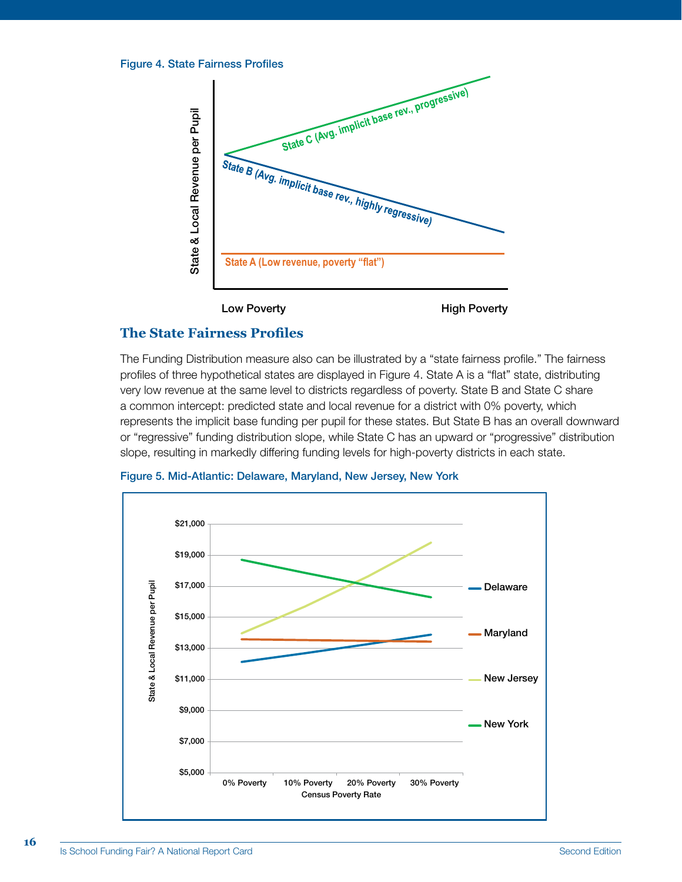Figure 4. State Fairness Profiles

## The State Fairness Profiles

The Funding Distribution measure also can be illustrated by a "state fairness profile." The fairness profiles of three hypothetical states are displayed in Figure 4. State A is a "flat" state, distributing very low revenue at the same level to districts regardless of poverty. State B and State C share a common intercept: predicted state and local revenue for a district with 0% poverty, which represents the implicit base funding per pupil for these states. But State B has an overall downward or "regressive" funding distribution slope, while State C has an upward or "progressive" distribution slope, resulting in markedly differing funding levels for high-poverty districts in each state.

Figure 5. Mid-Atlantic: Delaware, Maryland, New Jersey, New York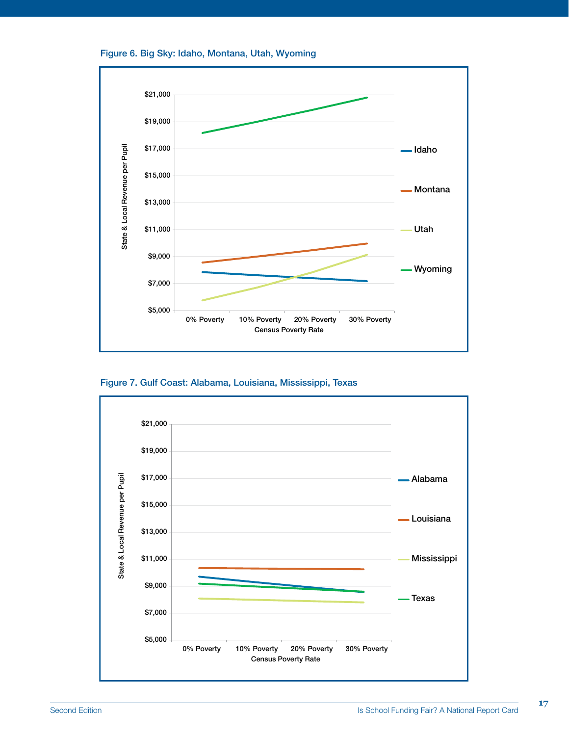Figure 6. Big Sky: Idaho, Montana, Utah, Wyoming

Figure 7. Gulf Coast: Alabama, Louisiana, Mississippi, Texas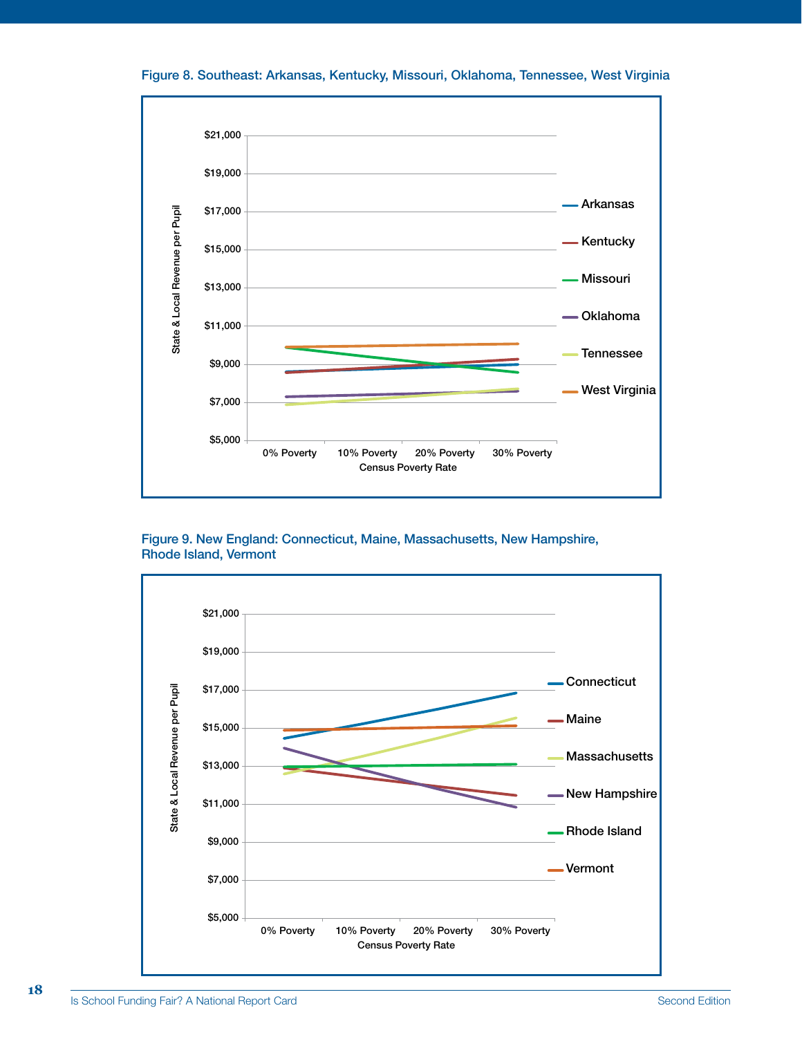Figure 8. Southeast: Arkansas, Kentucky, Missouri, Oklahoma, Tennessee, West Virginia

Figure 9. New England: Connecticut, Maine, Massachusetts, New Hampshire, Rhode Island, Vermont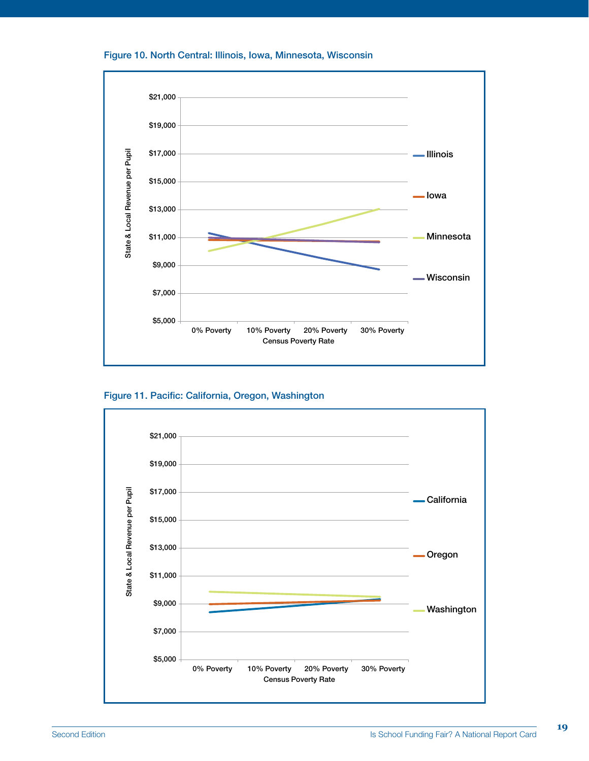### Figure 10. North Central: Illinois, Iowa, Minnesota, Wisconsin

### Figure 11. Pacific: California, Oregon, Washington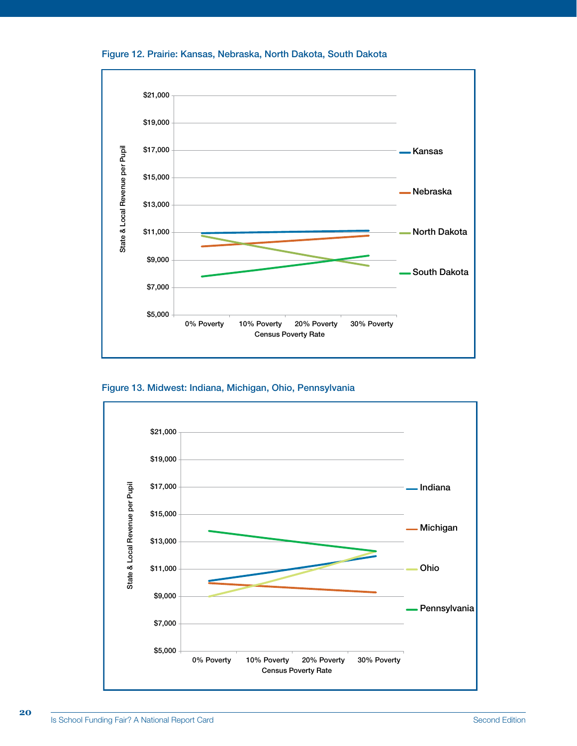Figure 12. Prairie: Kansas, Nebraska, North Dakota, South Dakota

State & Local Revenue per Pupil

$21,000
$19,000
$17,000
$15,000
$13,000
$11,000
$9,000
$7,000
$5,000

0% Poverty | 10% Poverty | 20% Poverty | 30% Poverty

Census Poverty Rate

Kansas
Nebraska
North Dakota
South Dakota

Figure 13. Midwest: Indiana, Michigan, Ohio, Pennsylvania

State & Local Revenue per Pupil

$21,000
$19,000
$17,000
$15,000
$13,000
$11,000
$9,000
$7,000
$5,000

0% Poverty | 10% Poverty | 20% Poverty | 30% Poverty

Census Poverty Rate

Indiana
Michigan
Ohio
Pennsylvania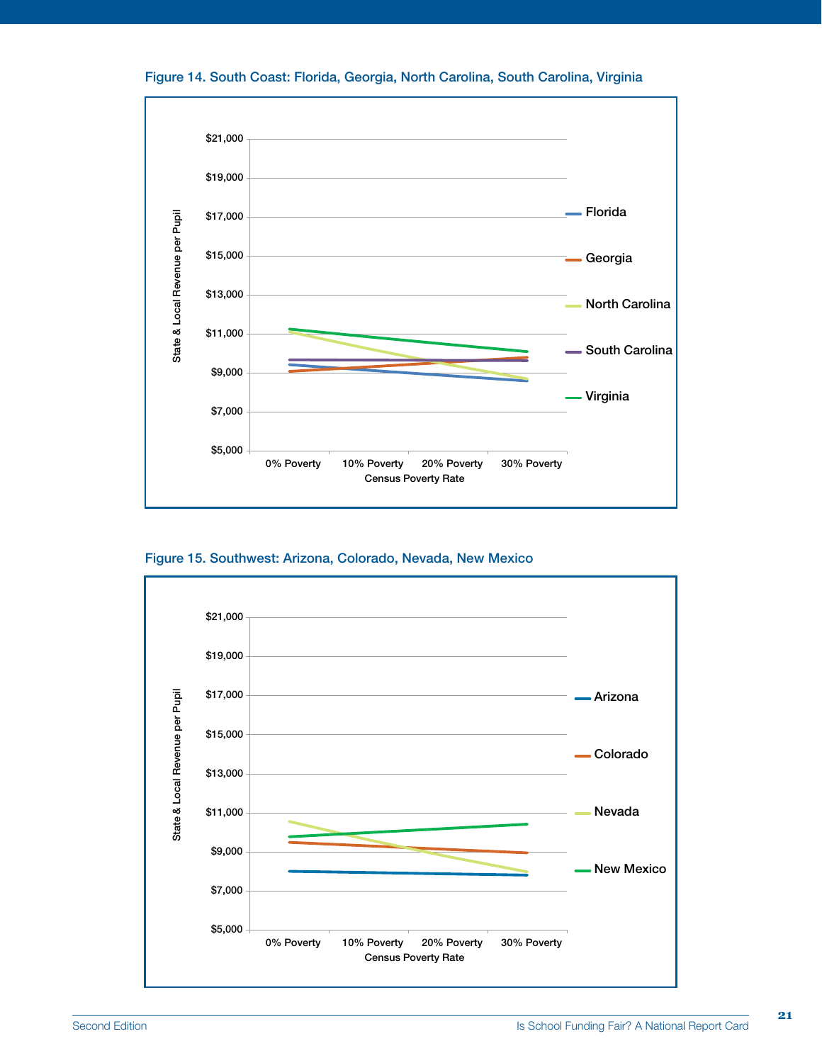Figure 14. South Coast: Florida, Georgia, North Carolina, South Carolina, Virginia

Figure 15. Southwest: Arizona, Colorado, Nevada, New Mexico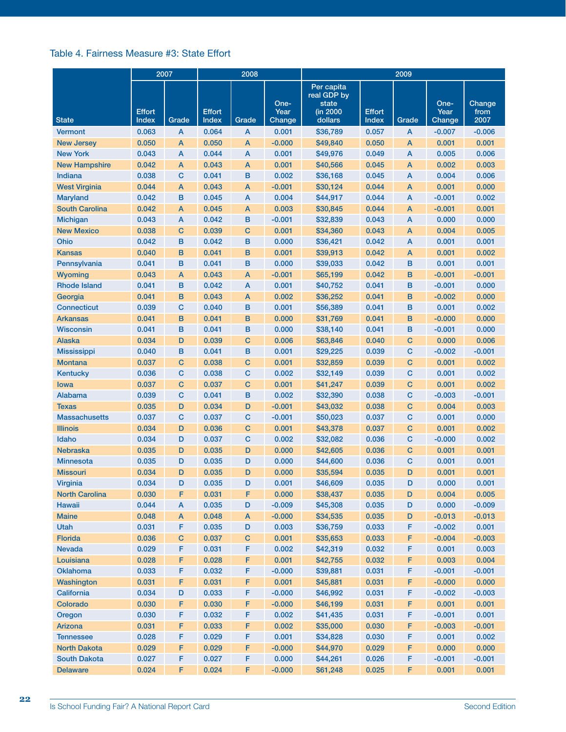Table 4. Fairness Measure #3: State Effort

| State | 2007 | | 2008 | | | 2009 | | | | |
|---|---|---|---|---|---|---|---|---|---|---|
| | Effort Index | Grade | Effort Index | Grade | One-Year Change | Per capita real GDP by state (in 2000 dollars | Effort Index | Grade | One-Year Change | Change from 2007 |
| Vermont | 0.063 | A | 0.064 | A | 0.001 | $36,789 | 0.057 | A | -0.007 | -0.006 |
| New Jersey | 0.050 | A | 0.050 | A | -0.000 | $49,840 | 0.050 | A | 0.001 | 0.001 |
| New York | 0.043 | A | 0.044 | A | 0.001 | $49,976 | 0.049 | A | 0.005 | 0.006 |
| New Hampshire | 0.042 | A | 0.043 | A | 0.001 | $40,566 | 0.045 | A | 0.002 | 0.003 |
| Indiana | 0.038 | C | 0.041 | B | 0.002 | $36,168 | 0.045 | A | 0.004 | 0.006 |
| West Virginia | 0.044 | A | 0.043 | A | -0.001 | $30,124 | 0.044 | A | 0.001 | 0.000 |
| Maryland | 0.042 | B | 0.045 | A | 0.004 | $44,917 | 0.044 | A | -0.001 | 0.002 |
| South Carolina | 0.042 | A | 0.045 | A | 0.003 | $30,845 | 0.044 | A | -0.001 | 0.001 |
| Michigan | 0.043 | A | 0.042 | B | -0.001 | $32,839 | 0.043 | A | 0.000 | 0.000 |
| New Mexico | 0.038 | C | 0.039 | C | 0.001 | $34,360 | 0.043 | A | 0.004 | 0.005 |
| Ohio | 0.042 | B | 0.042 | B | 0.000 | $36,421 | 0.042 | A | 0.001 | 0.001 |
| Kansas | 0.040 | B | 0.041 | B | 0.001 | $39,913 | 0.042 | A | 0.001 | 0.002 |
| Pennsylvania | 0.041 | B | 0.041 | B | 0.000 | $39,033 | 0.042 | B | 0.001 | 0.001 |
| Wyoming | 0.043 | A | 0.043 | A | -0.001 | $65,199 | 0.042 | B | -0.001 | -0.001 |
| Rhode Island | 0.041 | B | 0.042 | A | 0.001 | $40,752 | 0.041 | B | -0.001 | 0.000 |
| Georgia | 0.041 | B | 0.043 | A | 0.002 | $36,252 | 0.041 | B | -0.002 | 0.000 |
| Connecticut | 0.039 | C | 0.040 | B | 0.001 | $56,389 | 0.041 | B | 0.001 | 0.002 |
| Arkansas | 0.041 | B | 0.041 | B | 0.000 | $31,769 | 0.041 | B | -0.000 | 0.000 |
| Wisconsin | 0.041 | B | 0.041 | B | 0.000 | $38,140 | 0.041 | B | -0.001 | 0.000 |
| Alaska | 0.034 | D | 0.039 | C | 0.006 | $63,846 | 0.040 | C | 0.000 | 0.006 |
| Mississippi | 0.040 | B | 0.041 | B | 0.001 | $29,225 | 0.039 | C | -0.002 | -0.001 |
| Montana | 0.037 | C | 0.038 | C | 0.001 | $32,859 | 0.039 | C | 0.001 | 0.002 |
| Kentucky | 0.036 | C | 0.038 | C | 0.002 | $32,149 | 0.039 | C | 0.001 | 0.002 |
| Iowa | 0.037 | C | 0.037 | C | 0.001 | $41,247 | 0.039 | C | 0.001 | 0.002 |
| Alabama | 0.039 | C | 0.041 | B | 0.002 | $32,390 | 0.038 | C | -0.003 | -0.001 |
| Texas | 0.035 | D | 0.034 | D | -0.001 | $43,032 | 0.038 | C | 0.004 | 0.003 |
| Massachusetts | 0.037 | C | 0.037 | C | -0.001 | $50,023 | 0.037 | C | 0.001 | 0.000 |
| Illinois | 0.034 | D | 0.036 | C | 0.001 | $43,378 | 0.037 | C | 0.001 | 0.002 |
| Idaho | 0.034 | D | 0.037 | C | 0.002 | $32,082 | 0.036 | C | -0.000 | 0.002 |
| Nebraska | 0.035 | D | 0.035 | D | 0.000 | $42,605 | 0.036 | C | 0.001 | 0.001 |
| Minnesota | 0.035 | D | 0.035 | D | 0.000 | $44,600 | 0.036 | C | 0.001 | 0.001 |
| Missouri | 0.034 | D | 0.035 | D | 0.000 | $35,594 | 0.035 | D | 0.001 | 0.001 |
| Virginia | 0.034 | D | 0.035 | D | 0.001 | $46,609 | 0.035 | D | 0.000 | 0.001 |
| North Carolina | 0.030 | F | 0.031 | F | 0.000 | $38,437 | 0.035 | D | 0.004 | 0.005 |
| Hawaii | 0.044 | A | 0.035 | D | -0.009 | $45,308 | 0.035 | D | 0.000 | -0.009 |
| Maine | 0.048 | A | 0.048 | A | -0.000 | $34,535 | 0.035 | D | -0.013 | -0.013 |
| Utah | 0.031 | F | 0.035 | D | 0.003 | $36,759 | 0.033 | F | -0.002 | 0.001 |
| Florida | 0.036 | C | 0.037 | C | 0.001 | $35,653 | 0.033 | F | -0.004 | -0.003 |
| Nevada | 0.029 | F | 0.031 | F | 0.002 | $42,319 | 0.032 | F | 0.001 | 0.003 |
| Louisiana | 0.028 | F | 0.028 | F | 0.001 | $42,755 | 0.032 | F | 0.003 | 0.004 |
| Oklahoma | 0.033 | F | 0.032 | F | -0.000 | $39,881 | 0.031 | F | -0.001 | -0.001 |
| Washington | 0.031 | F | 0.031 | F | 0.001 | $45,881 | 0.031 | F | -0.000 | 0.000 |
| California | 0.034 | D | 0.033 | F | -0.000 | $46,992 | 0.031 | F | -0.002 | -0.003 |
| Colorado | 0.030 | F | 0.030 | F | -0.000 | $46,199 | 0.031 | F | 0.001 | 0.001 |
| Oregon | 0.030 | F | 0.032 | F | 0.002 | $41,435 | 0.031 | F | -0.001 | 0.001 |
| Arizona | 0.031 | F | 0.033 | F | 0.002 | $35,000 | 0.030 | F | -0.003 | -0.001 |
| Tennessee | 0.028 | F | 0.029 | F | 0.001 | $34,828 | 0.030 | F | 0.001 | 0.002 |
| North Dakota | 0.029 | F | 0.029 | F | -0.000 | $44,970 | 0.029 | F | 0.000 | 0.000 |
| South Dakota | 0.027 | F | 0.027 | F | 0.000 | $44,261 | 0.026 | F | -0.001 | -0.001 |
| Delaware | 0.024 | F | 0.024 | F | -0.000 | $61,248 | 0.025 | F | 0.001 | 0.001 |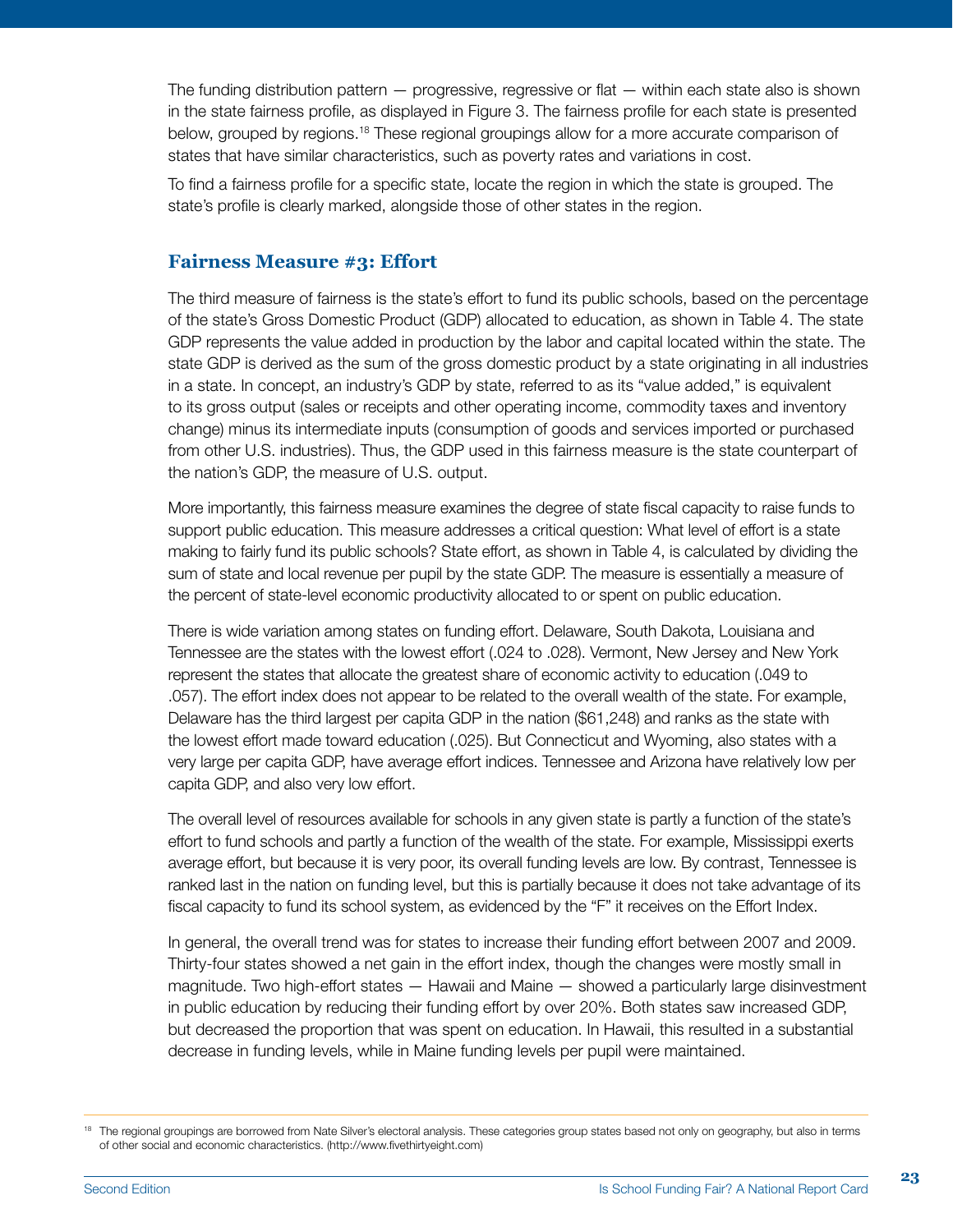The funding distribution pattern — progressive, regressive or flat — within each state also is shown in the state fairness profile, as displayed in Figure 3. The fairness profile for each state is presented below, grouped by regions.[18] These regional groupings allow for a more accurate comparison of states that have similar characteristics, such as poverty rates and variations in cost.

To find a fairness profile for a specific state, locate the region in which the state is grouped. The state's profile is clearly marked, alongside those of other states in the region.

### Fairness Measure #3: Effort

The third measure of fairness is the state's effort to fund its public schools, based on the percentage of the state's Gross Domestic Product (GDP) allocated to education, as shown in Table 4. The state GDP represents the value added in production by the labor and capital located within the state. The state GDP is derived as the sum of the gross domestic product by a state originating in all industries in a state. In concept, an industry's GDP by state, referred to as its "value added," is equivalent to its gross output (sales or receipts and other operating income, commodity taxes and inventory change) minus its intermediate inputs (consumption of goods and services imported or purchased from other U.S. industries). Thus, the GDP used in this fairness measure is the state counterpart of the nation's GDP, the measure of U.S. output.

More importantly, this fairness measure examines the degree of state fiscal capacity to raise funds to support public education. This measure addresses a critical question: What level of effort is a state making to fairly fund its public schools? State effort, as shown in Table 4, is calculated by dividing the sum of state and local revenue per pupil by the state GDP. The measure is essentially a measure of the percent of state-level economic productivity allocated to or spent on public education.

There is wide variation among states on funding effort. Delaware, South Dakota, Louisiana and Tennessee are the states with the lowest effort (.024 to .028). Vermont, New Jersey and New York represent the states that allocate the greatest share of economic activity to education (.049 to .057). The effort index does not appear to be related to the overall wealth of the state. For example, Delaware has the third largest per capita GDP in the nation ($61,248) and ranks as the state with the lowest effort made toward education (.025). But Connecticut and Wyoming, also states with a very large per capita GDP, have average effort indices. Tennessee and Arizona have relatively low per capita GDP, and also very low effort.

The overall level of resources available for schools in any given state is partly a function of the state's effort to fund schools and partly a function of the wealth of the state. For example, Mississippi exerts average effort, but because it is very poor, its overall funding levels are low. By contrast, Tennessee is ranked last in the nation on funding level, but this is partially because it does not take advantage of its fiscal capacity to fund its school system, as evidenced by the "F" it receives on the Effort Index.

In general, the overall trend was for states to increase their funding effort between 2007 and 2009. Thirty-four states showed a net gain in the effort index, though the changes were mostly small in magnitude. Two high-effort states — Hawaii and Maine — showed a particularly large disinvestment in public education by reducing their funding effort by over 20%. Both states saw increased GDP, but decreased the proportion that was spent on education. In Hawaii, this resulted in a substantial decrease in funding levels, while in Maine funding levels per pupil were maintained.

[18] The regional groupings are borrowed from Nate Silver's electoral analysis. These categories group states based not only on geography, but also in terms of other social and economic characteristics. (http://www.fivethirtyeight.com)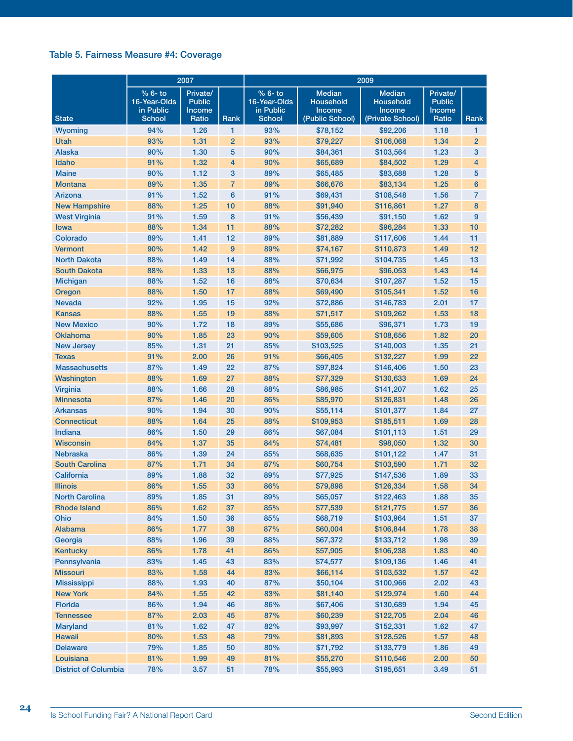### Table 5. Fairness Measure #4: Coverage

| State | 2007 | | | 2009 | | | | |
|---|---|---|---|---|---|---|---|---|
| | % 6- to 16-Year-Olds in Public School | Private/ Public Income Ratio | Rank | % 6- to 16-Year-Olds in Public School | Median Household Income (Public School) | Median Household Income (Private School) | Private/ Public Income Ratio | Rank |
| Wyoming | 94% | 1.26 | 1 | 93% | $78,152 | $92,206 | 1.18 | 1 |
| Utah | 93% | 1.31 | 2 | 93% | $79,227 | $106,068 | 1.34 | 2 |
| Alaska | 90% | 1.30 | 5 | 90% | $84,361 | $103,564 | 1.23 | 3 |
| Idaho | 91% | 1.32 | 4 | 90% | $65,689 | $84,502 | 1.29 | 4 |
| Maine | 90% | 1.12 | 3 | 89% | $65,485 | $83,688 | 1.28 | 5 |
| Montana | 89% | 1.35 | 7 | 89% | $66,676 | $83,134 | 1.25 | 6 |
| Arizona | 91% | 1.52 | 6 | 91% | $69,431 | $108,548 | 1.56 | 7 |
| New Hampshire | 88% | 1.25 | 10 | 88% | $91,940 | $116,861 | 1.27 | 8 |
| West Virginia | 91% | 1.59 | 8 | 91% | $56,439 | $91,150 | 1.62 | 9 |
| Iowa | 88% | 1.34 | 11 | 88% | $72,282 | $96,284 | 1.33 | 10 |
| Colorado | 89% | 1.41 | 12 | 89% | $81,889 | $117,606 | 1.44 | 11 |
| Vermont | 90% | 1.42 | 9 | 89% | $74,167 | $110,873 | 1.49 | 12 |
| North Dakota | 88% | 1.49 | 14 | 88% | $71,992 | $104,735 | 1.45 | 13 |
| South Dakota | 88% | 1.33 | 13 | 88% | $66,975 | $96,053 | 1.43 | 14 |
| Michigan | 88% | 1.52 | 16 | 88% | $70,634 | $107,287 | 1.52 | 15 |
| Oregon | 88% | 1.50 | 17 | 88% | $69,490 | $105,341 | 1.52 | 16 |
| Nevada | 92% | 1.95 | 15 | 92% | $72,886 | $146,783 | 2.01 | 17 |
| Kansas | 88% | 1.55 | 19 | 88% | $71,517 | $109,262 | 1.53 | 18 |
| New Mexico | 90% | 1.72 | 18 | 89% | $55,686 | $96,371 | 1.73 | 19 |
| Oklahoma | 90% | 1.85 | 23 | 90% | $59,605 | $108,656 | 1.82 | 20 |
| New Jersey | 85% | 1.31 | 21 | 85% | $103,525 | $140,003 | 1.35 | 21 |
| Texas | 91% | 2.00 | 26 | 91% | $66,405 | $132,227 | 1.99 | 22 |
| Massachusetts | 87% | 1.49 | 22 | 87% | $97,824 | $146,406 | 1.50 | 23 |
| Washington | 88% | 1.69 | 27 | 88% | $77,329 | $130,633 | 1.69 | 24 |
| Virginia | 88% | 1.66 | 28 | 88% | $86,985 | $141,207 | 1.62 | 25 |
| Minnesota | 87% | 1.46 | 20 | 86% | $85,970 | $126,831 | 1.48 | 26 |
| Arkansas | 90% | 1.94 | 30 | 90% | $55,114 | $101,377 | 1.84 | 27 |
| Connecticut | 88% | 1.64 | 25 | 88% | $109,953 | $185,511 | 1.69 | 28 |
| Indiana | 86% | 1.50 | 29 | 86% | $67,084 | $101,113 | 1.51 | 29 |
| Wisconsin | 84% | 1.37 | 35 | 84% | $74,481 | $98,050 | 1.32 | 30 |
| Nebraska | 86% | 1.39 | 24 | 85% | $68,635 | $101,122 | 1.47 | 31 |
| South Carolina | 87% | 1.71 | 34 | 87% | $60,754 | $103,590 | 1.71 | 32 |
| California | 89% | 1.88 | 32 | 89% | $77,925 | $147,536 | 1.89 | 33 |
| Illinois | 86% | 1.55 | 33 | 86% | $79,898 | $126,334 | 1.58 | 34 |
| North Carolina | 89% | 1.85 | 31 | 89% | $65,057 | $122,463 | 1.88 | 35 |
| Rhode Island | 86% | 1.62 | 37 | 85% | $77,539 | $121,775 | 1.57 | 36 |
| Ohio | 84% | 1.50 | 36 | 85% | $68,719 | $103,964 | 1.51 | 37 |
| Alabama | 86% | 1.77 | 38 | 87% | $60,004 | $106,844 | 1.78 | 38 |
| Georgia | 88% | 1.96 | 39 | 88% | $67,372 | $133,712 | 1.98 | 39 |
| Kentucky | 86% | 1.78 | 41 | 86% | $57,905 | $106,238 | 1.83 | 40 |
| Pennsylvania | 83% | 1.45 | 43 | 83% | $74,577 | $109,136 | 1.46 | 41 |
| Missouri | 83% | 1.58 | 44 | 83% | $66,114 | $103,532 | 1.57 | 42 |
| Mississippi | 88% | 1.93 | 40 | 87% | $50,104 | $100,966 | 2.02 | 43 |
| New York | 84% | 1.55 | 42 | 83% | $81,140 | $129,974 | 1.60 | 44 |
| Florida | 86% | 1.94 | 46 | 86% | $67,406 | $130,689 | 1.94 | 45 |
| Tennessee | 87% | 2.03 | 45 | 87% | $60,239 | $122,705 | 2.04 | 46 |
| Maryland | 81% | 1.62 | 47 | 82% | $93,997 | $152,331 | 1.62 | 47 |
| Hawaii | 80% | 1.53 | 48 | 79% | $81,893 | $128,526 | 1.57 | 48 |
| Delaware | 79% | 1.85 | 50 | 80% | $71,792 | $133,779 | 1.86 | 49 |
| Louisiana | 81% | 1.99 | 49 | 81% | $55,270 | $110,546 | 2.00 | 50 |
| District of Columbia | 78% | 3.57 | 51 | 78% | $55,993 | $195,651 | 3.49 | 51 |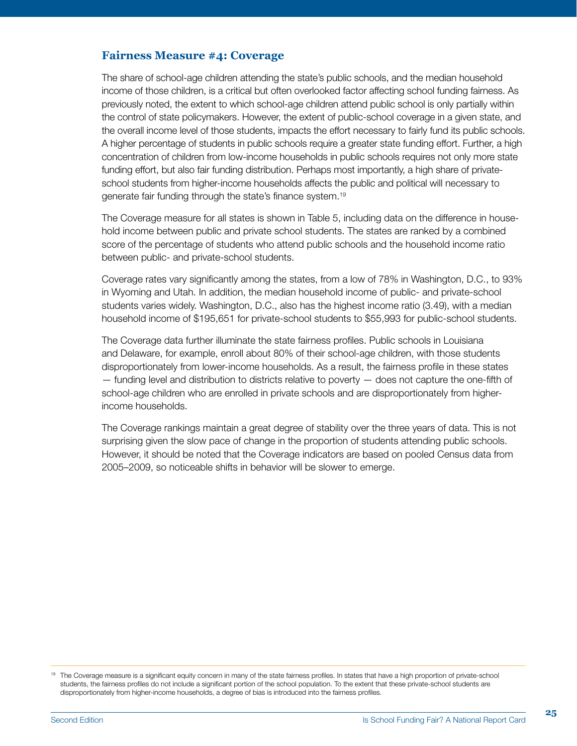## Fairness Measure #4: Coverage

The share of school-age children attending the state's public schools, and the median household income of those children, is a critical but often overlooked factor affecting school funding fairness. As previously noted, the extent to which school-age children attend public school is only partially within the control of state policymakers. However, the extent of public-school coverage in a given state, and the overall income level of those students, impacts the effort necessary to fairly fund its public schools. A higher percentage of students in public schools require a greater state funding effort. Further, a high concentration of children from low-income households in public schools requires not only more state funding effort, but also fair funding distribution. Perhaps most importantly, a high share of private-school students from higher-income households affects the public and political will necessary to generate fair funding through the state's finance system.[19]

The Coverage measure for all states is shown in Table 5, including data on the difference in household income between public and private school students. The states are ranked by a combined score of the percentage of students who attend public schools and the household income ratio between public- and private-school students.

Coverage rates vary significantly among the states, from a low of 78% in Washington, D.C., to 93% in Wyoming and Utah. In addition, the median household income of public- and private-school students varies widely. Washington, D.C., also has the highest income ratio (3.49), with a median household income of $195,651 for private-school students to $55,993 for public-school students.

The Coverage data further illuminate the state fairness profiles. Public schools in Louisiana and Delaware, for example, enroll about 80% of their school-age children, with those students disproportionately from lower-income households. As a result, the fairness profile in these states — funding level and distribution to districts relative to poverty — does not capture the one-fifth of school-age children who are enrolled in private schools and are disproportionately from higher-income households.

The Coverage rankings maintain a great degree of stability over the three years of data. This is not surprising given the slow pace of change in the proportion of students attending public schools. However, it should be noted that the Coverage indicators are based on pooled Census data from 2005–2009, so noticeable shifts in behavior will be slower to emerge.

---

[19] The Coverage measure is a significant equity concern in many of the state fairness profiles. In states that have a high proportion of private-school students, the fairness profiles do not include a significant portion of the school population. To the extent that these private-school students are disproportionately from higher-income households, a degree of bias is introduced into the fairness profiles.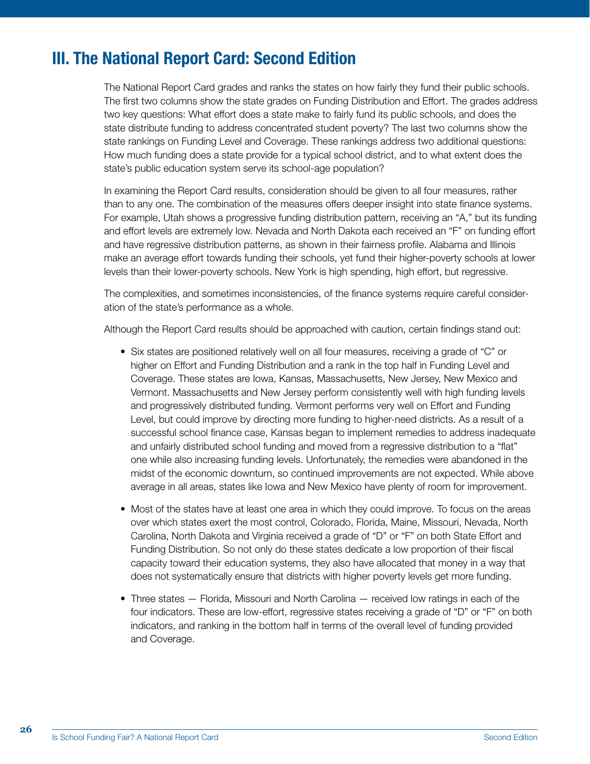# III. The National Report Card: Second Edition

The National Report Card grades and ranks the states on how fairly they fund their public schools. The first two columns show the state grades on Funding Distribution and Effort. The grades address two key questions: What effort does a state make to fairly fund its public schools, and does the state distribute funding to address concentrated student poverty? The last two columns show the state rankings on Funding Level and Coverage. These rankings address two additional questions: How much funding does a state provide for a typical school district, and to what extent does the state's public education system serve its school-age population?

In examining the Report Card results, consideration should be given to all four measures, rather than to any one. The combination of the measures offers deeper insight into state finance systems. For example, Utah shows a progressive funding distribution pattern, receiving an "A," but its funding and effort levels are extremely low. Nevada and North Dakota each received an "F" on funding effort and have regressive distribution patterns, as shown in their fairness profile. Alabama and Illinois make an average effort towards funding their schools, yet fund their higher-poverty schools at lower levels than their lower-poverty schools. New York is high spending, high effort, but regressive.

The complexities, and sometimes inconsistencies, of the finance systems require careful consideration of the state's performance as a whole.

Although the Report Card results should be approached with caution, certain findings stand out:

- Six states are positioned relatively well on all four measures, receiving a grade of "C" or higher on Effort and Funding Distribution and a rank in the top half in Funding Level and Coverage. These states are Iowa, Kansas, Massachusetts, New Jersey, New Mexico and Vermont. Massachusetts and New Jersey perform consistently well with high funding levels and progressively distributed funding. Vermont performs very well on Effort and Funding Level, but could improve by directing more funding to higher-need districts. As a result of a successful school finance case, Kansas began to implement remedies to address inadequate and unfairly distributed school funding and moved from a regressive distribution to a "flat" one while also increasing funding levels. Unfortunately, the remedies were abandoned in the midst of the economic downturn, so continued improvements are not expected. While above average in all areas, states like Iowa and New Mexico have plenty of room for improvement.

- Most of the states have at least one area in which they could improve. To focus on the areas over which states exert the most control, Colorado, Florida, Maine, Missouri, Nevada, North Carolina, North Dakota and Virginia received a grade of "D" or "F" on both State Effort and Funding Distribution. So not only do these states dedicate a low proportion of their fiscal capacity toward their education systems, they also have allocated that money in a way that does not systematically ensure that districts with higher poverty levels get more funding.

- Three states — Florida, Missouri and North Carolina — received low ratings in each of the four indicators. These are low-effort, regressive states receiving a grade of "D" or "F" on both indicators, and ranking in the bottom half in terms of the overall level of funding provided and Coverage.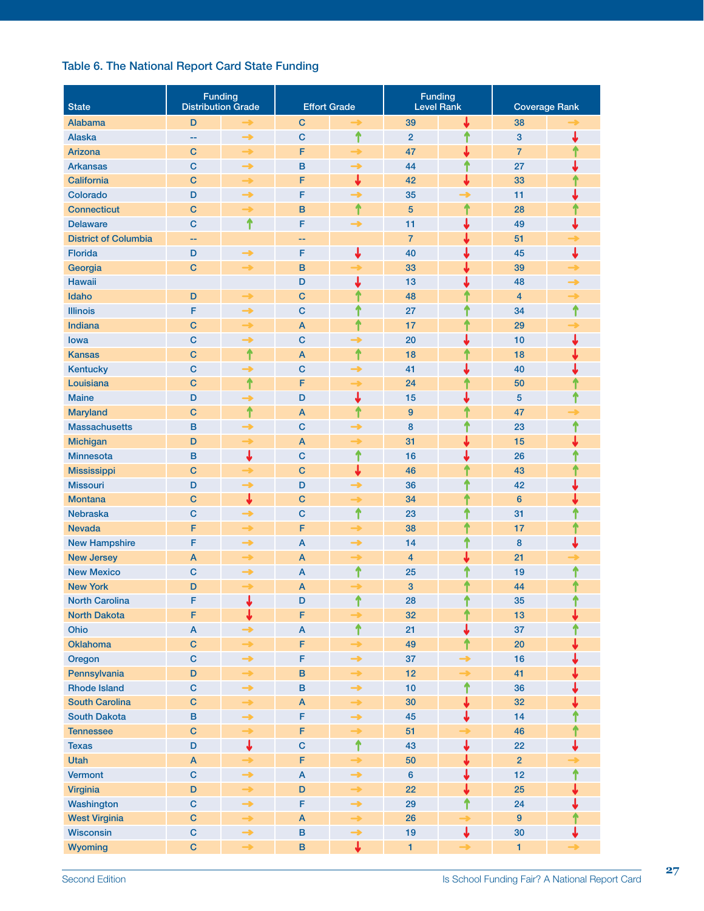### Table 6. The National Report Card State Funding

| State | Funding Distribution Grade | | Effort Grade | | Funding Level Rank | | Coverage Rank | |
|---|---|---|---|---|---|---|---|---|
| Alabama | D | → | C | → | 39 | ↓ | 38 | → |
| Alaska | -- | → | C | ↑ | 2 | ↑ | 3 | ↓ |
| Arizona | C | → | F | → | 47 | ↓ | 7 | ↑ |
| Arkansas | C | → | B | → | 44 | ↑ | 27 | ↓ |
| California | C | → | F | ↓ | 42 | ↓ | 33 | ↑ |
| Colorado | D | → | F | → | 35 | → | 11 | ↓ |
| Connecticut | C | → | B | ↑ | 5 | ↑ | 28 | ↑ |
| Delaware | C | ↑ | F | → | 11 | ↓ | 49 | ↓ |
| District of Columbia | -- | | -- | | 7 | ↓ | 51 | → |
| Florida | D | → | F | ↓ | 40 | ↓ | 45 | ↓ |
| Georgia | C | → | B | → | 33 | ↓ | 39 | → |
| Hawaii | | | D | ↓ | 13 | ↓ | 48 | → |
| Idaho | D | → | C | ↑ | 48 | ↑ | 4 | → |
| Illinois | F | → | C | ↑ | 27 | ↑ | 34 | ↑ |
| Indiana | C | → | A | ↑ | 17 | ↑ | 29 | → |
| Iowa | C | → | C | → | 20 | ↓ | 10 | ↓ |
| Kansas | C | ↑ | A | ↑ | 18 | ↑ | 18 | ↓ |
| Kentucky | C | → | C | → | 41 | ↓ | 40 | ↓ |
| Louisiana | C | ↑ | F | → | 24 | ↑ | 50 | ↑ |
| Maine | D | → | D | ↓ | 15 | ↓ | 5 | ↑ |
| Maryland | C | ↑ | A | ↑ | 9 | ↑ | 47 | → |
| Massachusetts | B | → | C | → | 8 | ↑ | 23 | ↑ |
| Michigan | D | → | A | → | 31 | ↓ | 15 | ↓ |
| Minnesota | B | ↓ | C | ↑ | 16 | ↓ | 26 | ↑ |
| Mississippi | C | → | C | ↓ | 46 | ↑ | 43 | ↑ |
| Missouri | D | → | D | → | 36 | ↑ | 42 | ↓ |
| Montana | C | ↓ | C | → | 34 | ↑ | 6 | ↓ |
| Nebraska | C | → | C | ↑ | 23 | ↑ | 31 | ↑ |
| Nevada | F | → | F | → | 38 | ↑ | 17 | ↑ |
| New Hampshire | F | → | A | → | 14 | ↑ | 8 | ↓ |
| New Jersey | A | → | A | → | 4 | ↓ | 21 | → |
| New Mexico | C | → | A | ↑ | 25 | ↑ | 19 | ↑ |
| New York | D | → | A | → | 3 | ↑ | 44 | ↑ |
| North Carolina | F | ↓ | D | ↑ | 28 | ↑ | 35 | ↑ |
| North Dakota | F | ↓ | F | → | 32 | ↑ | 13 | ↓ |
| Ohio | A | → | A | ↑ | 21 | ↓ | 37 | ↑ |
| Oklahoma | C | → | F | → | 49 | ↑ | 20 | ↓ |
| Oregon | C | → | F | → | 37 | → | 16 | ↓ |
| Pennsylvania | D | → | B | → | 12 | → | 41 | ↓ |
| Rhode Island | C | → | B | → | 10 | ↑ | 36 | ↓ |
| South Carolina | C | → | A | → | 30 | ↓ | 32 | ↓ |
| South Dakota | B | → | F | → | 45 | ↓ | 14 | ↑ |
| Tennessee | C | → | F | → | 51 | → | 46 | ↑ |
| Texas | D | ↓ | C | ↑ | 43 | ↓ | 22 | ↓ |
| Utah | A | → | F | → | 50 | ↓ | 2 | → |
| Vermont | C | → | A | → | 6 | ↓ | 12 | ↑ |
| Virginia | D | → | D | → | 22 | ↓ | 25 | ↓ |
| Washington | C | → | F | → | 29 | ↑ | 24 | ↓ |
| West Virginia | C | → | A | → | 26 | → | 9 | ↑ |
| Wisconsin | C | → | B | → | 19 | ↓ | 30 | ↓ |
| Wyoming | C | → | B | ↓ | 1 | → | 1 | → |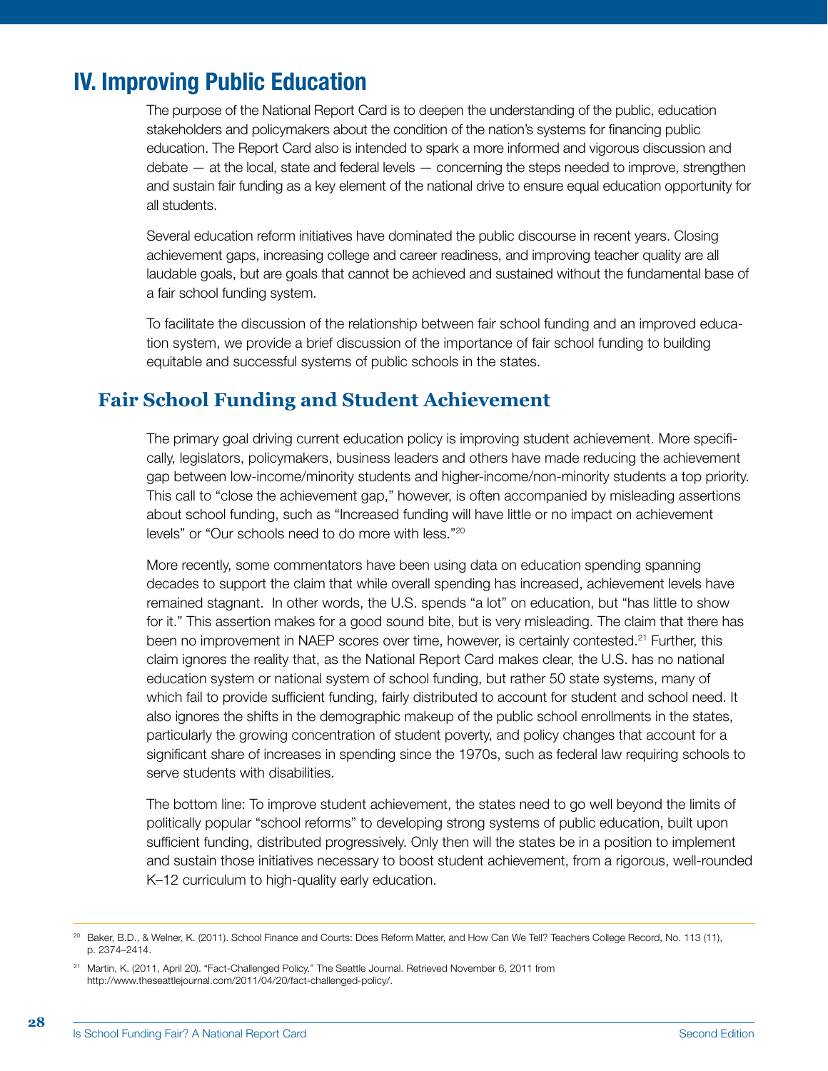# IV. Improving Public Education

The purpose of the National Report Card is to deepen the understanding of the public, education stakeholders and policymakers about the condition of the nation's systems for financing public education. The Report Card also is intended to spark a more informed and vigorous discussion and debate — at the local, state and federal levels — concerning the steps needed to improve, strengthen and sustain fair funding as a key element of the national drive to ensure equal education opportunity for all students.

Several education reform initiatives have dominated the public discourse in recent years. Closing achievement gaps, increasing college and career readiness, and improving teacher quality are all laudable goals, but are goals that cannot be achieved and sustained without the fundamental base of a fair school funding system.

To facilitate the discussion of the relationship between fair school funding and an improved education system, we provide a brief discussion of the importance of fair school funding to building equitable and successful systems of public schools in the states.

## Fair School Funding and Student Achievement

The primary goal driving current education policy is improving student achievement. More specifically, legislators, policymakers, business leaders and others have made reducing the achievement gap between low-income/minority students and higher-income/non-minority students a top priority. This call to "close the achievement gap," however, is often accompanied by misleading assertions about school funding, such as "Increased funding will have little or no impact on achievement levels" or "Our schools need to do more with less."[20]

More recently, some commentators have been using data on education spending spanning decades to support the claim that while overall spending has increased, achievement levels have remained stagnant. In other words, the U.S. spends "a lot" on education, but "has little to show for it." This assertion makes for a good sound bite, but is very misleading. The claim that there has been no improvement in NAEP scores over time, however, is certainly contested.[21] Further, this claim ignores the reality that, as the National Report Card makes clear, the U.S. has no national education system or national system of school funding, but rather 50 state systems, many of which fail to provide sufficient funding, fairly distributed to account for student and school need. It also ignores the shifts in the demographic makeup of the public school enrollments in the states, particularly the growing concentration of student poverty, and policy changes that account for a significant share of increases in spending since the 1970s, such as federal law requiring schools to serve students with disabilities.

The bottom line: To improve student achievement, the states need to go well beyond the limits of politically popular "school reforms" to developing strong systems of public education, built upon sufficient funding, distributed progressively. Only then will the states be in a position to implement and sustain those initiatives necessary to boost student achievement, from a rigorous, well-rounded K–12 curriculum to high-quality early education.

---

[20] Baker, B.D., & Welner, K. (2011). School Finance and Courts: Does Reform Matter, and How Can We Tell? Teachers College Record, No. 113 (11), p. 2374–2414.

[21] Martin, K. (2011, April 20). "Fact-Challenged Policy." The Seattle Journal. Retrieved November 6, 2011 from http://www.theseattlejournal.com/2011/04/20/fact-challenged-policy/.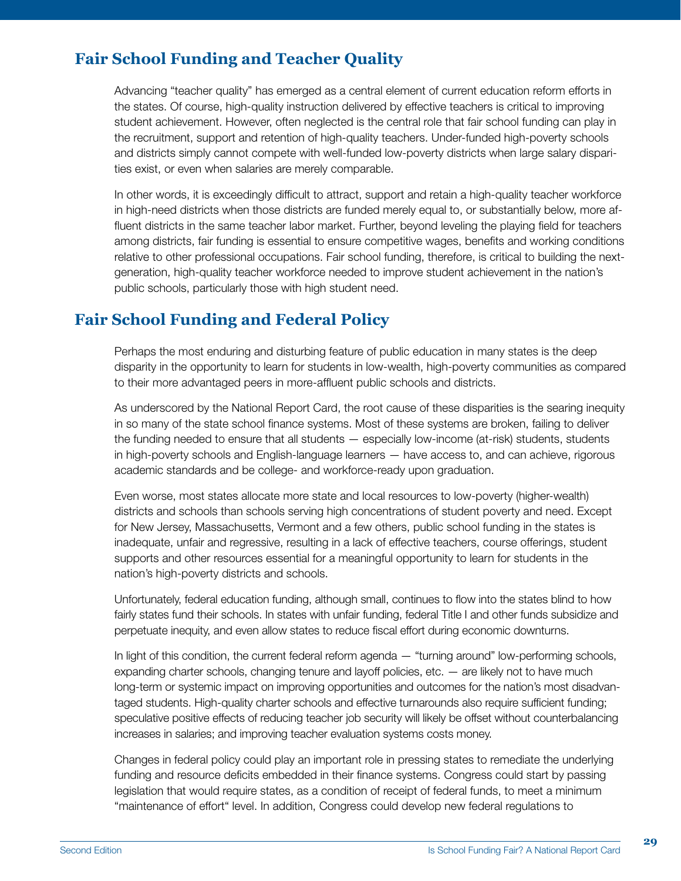## Fair School Funding and Teacher Quality

Advancing "teacher quality" has emerged as a central element of current education reform efforts in the states. Of course, high-quality instruction delivered by effective teachers is critical to improving student achievement. However, often neglected is the central role that fair school funding can play in the recruitment, support and retention of high-quality teachers. Under-funded high-poverty schools and districts simply cannot compete with well-funded low-poverty districts when large salary disparities exist, or even when salaries are merely comparable.

In other words, it is exceedingly difficult to attract, support and retain a high-quality teacher workforce in high-need districts when those districts are funded merely equal to, or substantially below, more affluent districts in the same teacher labor market. Further, beyond leveling the playing field for teachers among districts, fair funding is essential to ensure competitive wages, benefits and working conditions relative to other professional occupations. Fair school funding, therefore, is critical to building the next-generation, high-quality teacher workforce needed to improve student achievement in the nation's public schools, particularly those with high student need.

## Fair School Funding and Federal Policy

Perhaps the most enduring and disturbing feature of public education in many states is the deep disparity in the opportunity to learn for students in low-wealth, high-poverty communities as compared to their more advantaged peers in more-affluent public schools and districts.

As underscored by the National Report Card, the root cause of these disparities is the searing inequity in so many of the state school finance systems. Most of these systems are broken, failing to deliver the funding needed to ensure that all students — especially low-income (at-risk) students, students in high-poverty schools and English-language learners — have access to, and can achieve, rigorous academic standards and be college- and workforce-ready upon graduation.

Even worse, most states allocate more state and local resources to low-poverty (higher-wealth) districts and schools than schools serving high concentrations of student poverty and need. Except for New Jersey, Massachusetts, Vermont and a few others, public school funding in the states is inadequate, unfair and regressive, resulting in a lack of effective teachers, course offerings, student supports and other resources essential for a meaningful opportunity to learn for students in the nation's high-poverty districts and schools.

Unfortunately, federal education funding, although small, continues to flow into the states blind to how fairly states fund their schools. In states with unfair funding, federal Title I and other funds subsidize and perpetuate inequity, and even allow states to reduce fiscal effort during economic downturns.

In light of this condition, the current federal reform agenda — "turning around" low-performing schools, expanding charter schools, changing tenure and layoff policies, etc. — are likely not to have much long-term or systemic impact on improving opportunities and outcomes for the nation's most disadvantaged students. High-quality charter schools and effective turnarounds also require sufficient funding; speculative positive effects of reducing teacher job security will likely be offset without counterbalancing increases in salaries; and improving teacher evaluation systems costs money.

Changes in federal policy could play an important role in pressing states to remediate the underlying funding and resource deficits embedded in their finance systems. Congress could start by passing legislation that would require states, as a condition of receipt of federal funds, to meet a minimum "maintenance of effort" level. In addition, Congress could develop new federal regulations to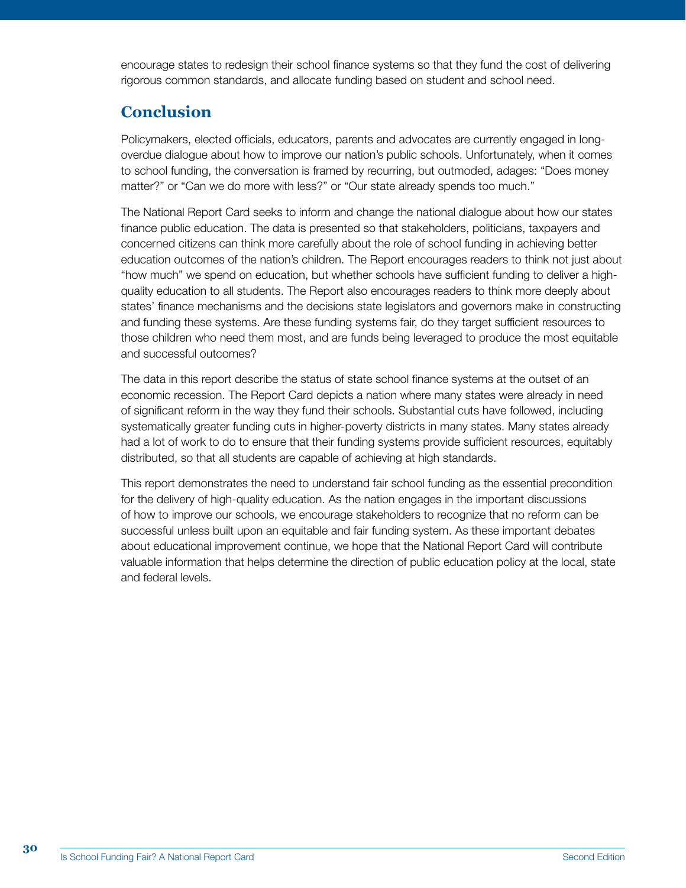encourage states to redesign their school finance systems so that they fund the cost of delivering rigorous common standards, and allocate funding based on student and school need.

## Conclusion

Policymakers, elected officials, educators, parents and advocates are currently engaged in long-overdue dialogue about how to improve our nation's public schools. Unfortunately, when it comes to school funding, the conversation is framed by recurring, but outmoded, adages: "Does money matter?" or "Can we do more with less?" or "Our state already spends too much."

The National Report Card seeks to inform and change the national dialogue about how our states finance public education. The data is presented so that stakeholders, politicians, taxpayers and concerned citizens can think more carefully about the role of school funding in achieving better education outcomes of the nation's children. The Report encourages readers to think not just about "how much" we spend on education, but whether schools have sufficient funding to deliver a high-quality education to all students. The Report also encourages readers to think more deeply about states' finance mechanisms and the decisions state legislators and governors make in constructing and funding these systems. Are these funding systems fair, do they target sufficient resources to those children who need them most, and are funds being leveraged to produce the most equitable and successful outcomes?

The data in this report describe the status of state school finance systems at the outset of an economic recession. The Report Card depicts a nation where many states were already in need of significant reform in the way they fund their schools. Substantial cuts have followed, including systematically greater funding cuts in higher-poverty districts in many states. Many states already had a lot of work to do to ensure that their funding systems provide sufficient resources, equitably distributed, so that all students are capable of achieving at high standards.

This report demonstrates the need to understand fair school funding as the essential precondition for the delivery of high-quality education. As the nation engages in the important discussions of how to improve our schools, we encourage stakeholders to recognize that no reform can be successful unless built upon an equitable and fair funding system. As these important debates about educational improvement continue, we hope that the National Report Card will contribute valuable information that helps determine the direction of public education policy at the local, state and federal levels.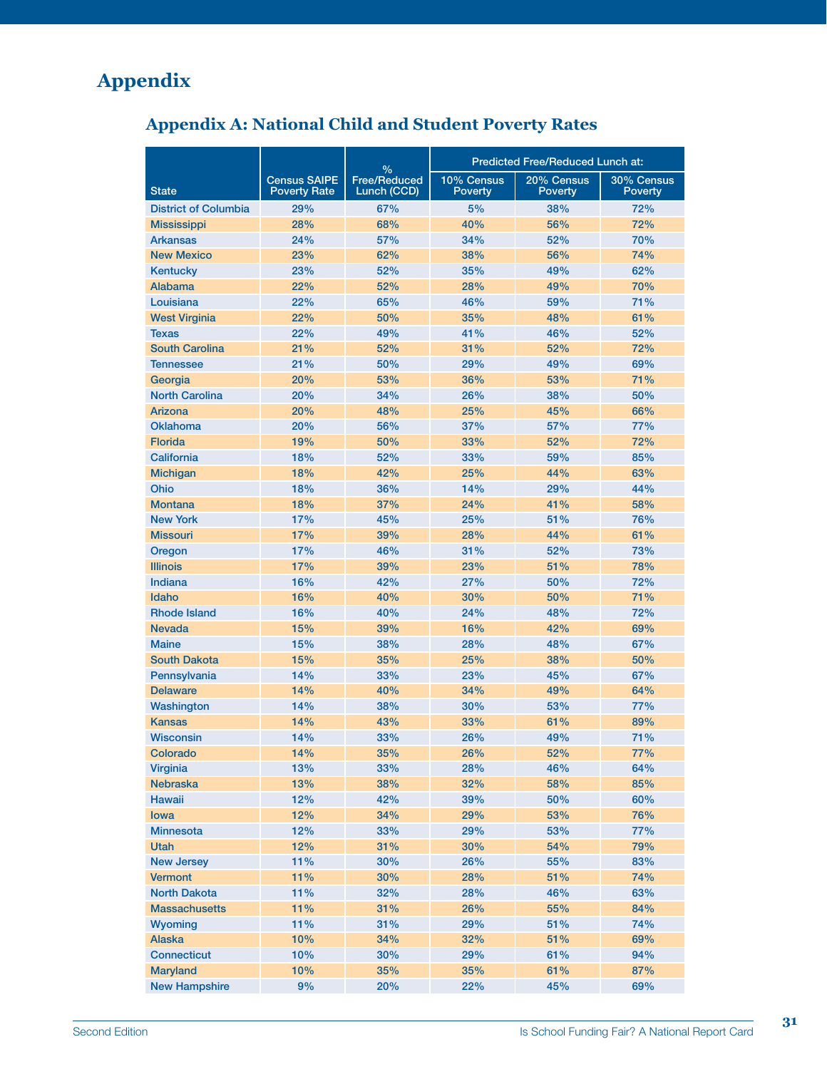# Appendix

## Appendix A: National Child and Student Poverty Rates

| State | Census SAIPE Poverty Rate | % Free/Reduced Lunch (CCD) | Predicted Free/Reduced Lunch at: | | |
|---|---|---|---|---|---|
| | | | 10% Census Poverty | 20% Census Poverty | 30% Census Poverty |
| District of Columbia | 29% | 67% | 5% | 38% | 72% |
| Mississippi | 28% | 68% | 40% | 56% | 72% |
| Arkansas | 24% | 57% | 34% | 52% | 70% |
| New Mexico | 23% | 62% | 38% | 56% | 74% |
| Kentucky | 23% | 52% | 35% | 49% | 62% |
| Alabama | 22% | 52% | 28% | 49% | 70% |
| Louisiana | 22% | 65% | 46% | 59% | 71% |
| West Virginia | 22% | 50% | 35% | 48% | 61% |
| Texas | 22% | 49% | 41% | 46% | 52% |
| South Carolina | 21% | 52% | 31% | 52% | 72% |
| Tennessee | 21% | 50% | 29% | 49% | 69% |
| Georgia | 20% | 53% | 36% | 53% | 71% |
| North Carolina | 20% | 34% | 26% | 38% | 50% |
| Arizona | 20% | 48% | 25% | 45% | 66% |
| Oklahoma | 20% | 56% | 37% | 57% | 77% |
| Florida | 19% | 50% | 33% | 52% | 72% |
| California | 18% | 52% | 33% | 59% | 85% |
| Michigan | 18% | 42% | 25% | 44% | 63% |
| Ohio | 18% | 36% | 14% | 29% | 44% |
| Montana | 18% | 37% | 24% | 41% | 58% |
| New York | 17% | 45% | 25% | 51% | 76% |
| Missouri | 17% | 39% | 28% | 44% | 61% |
| Oregon | 17% | 46% | 31% | 52% | 73% |
| Illinois | 17% | 39% | 23% | 51% | 78% |
| Indiana | 16% | 42% | 27% | 50% | 72% |
| Idaho | 16% | 40% | 30% | 50% | 71% |
| Rhode Island | 16% | 40% | 24% | 48% | 72% |
| Nevada | 15% | 39% | 16% | 42% | 69% |
| Maine | 15% | 38% | 28% | 48% | 67% |
| South Dakota | 15% | 35% | 25% | 38% | 50% |
| Pennsylvania | 14% | 33% | 23% | 45% | 67% |
| Delaware | 14% | 40% | 34% | 49% | 64% |
| Washington | 14% | 38% | 30% | 53% | 77% |
| Kansas | 14% | 43% | 33% | 61% | 89% |
| Wisconsin | 14% | 33% | 26% | 49% | 71% |
| Colorado | 14% | 35% | 26% | 52% | 77% |
| Virginia | 13% | 33% | 28% | 46% | 64% |
| Nebraska | 13% | 38% | 32% | 58% | 85% |
| Hawaii | 12% | 42% | 39% | 50% | 60% |
| Iowa | 12% | 34% | 29% | 53% | 76% |
| Minnesota | 12% | 33% | 29% | 53% | 77% |
| Utah | 12% | 31% | 30% | 54% | 79% |
| New Jersey | 11% | 30% | 26% | 55% | 83% |
| Vermont | 11% | 30% | 28% | 51% | 74% |
| North Dakota | 11% | 32% | 28% | 46% | 63% |
| Massachusetts | 11% | 31% | 26% | 55% | 84% |
| Wyoming | 11% | 31% | 29% | 51% | 74% |
| Alaska | 10% | 34% | 32% | 51% | 69% |
| Connecticut | 10% | 30% | 29% | 61% | 94% |
| Maryland | 10% | 35% | 35% | 61% | 87% |
| New Hampshire | 9% | 20% | 22% | 45% | 69% |